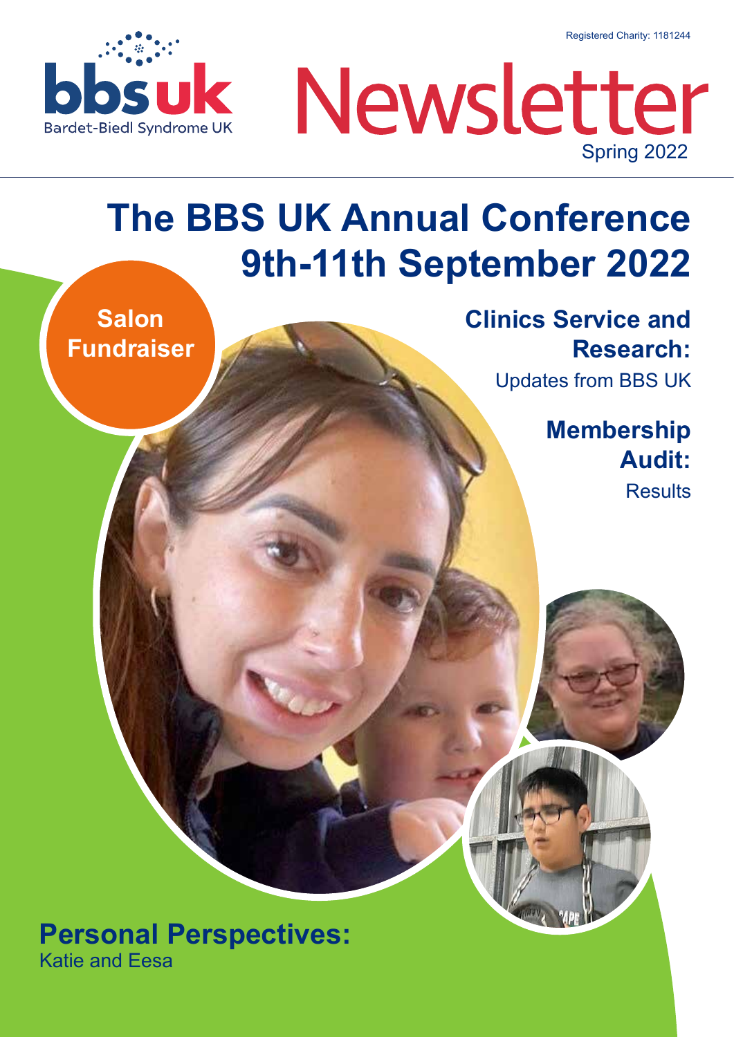Registered Charity: 1181244

bbsuk

Bardet-Biedl Syndrome UK

# Newsletter

Spring 2022

## The BBS UK Annual Conference 9th-11th September 2022

**Salon Fundraiser**

**Clinics Service and Research:**
Updates from BBS UK

**Membership Audit:**
Results

**Personal Perspectives:**
Katie and Eesa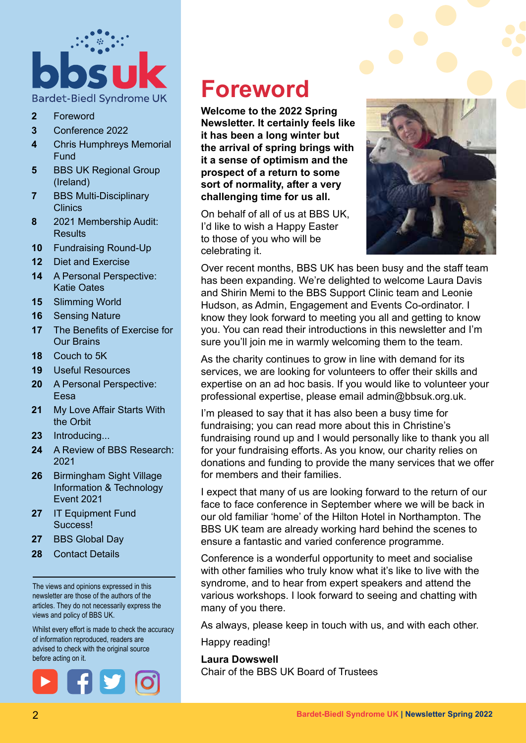bbsuk

Bardet-Biedl Syndrome UK

- **2** Foreword
- **3** Conference 2022
- **4** Chris Humphreys Memorial Fund
- **5** BBS UK Regional Group (Ireland)
- **7** BBS Multi-Disciplinary Clinics
- **8** 2021 Membership Audit: Results
- **10** Fundraising Round-Up
- **12** Diet and Exercise
- **14** A Personal Perspective: Katie Oates
- **15** Slimming World
- **16** Sensing Nature
- **17** The Benefits of Exercise for Our Brains
- **18** Couch to 5K
- **19** Useful Resources
- **20** A Personal Perspective: Eesa
- **21** My Love Affair Starts With the Orbit
- **23** Introducing...
- **24** A Review of BBS Research: 2021
- **26** Birmingham Sight Village Information & Technology Event 2021
- **27** IT Equipment Fund Success!
- **27** BBS Global Day
- **28** Contact Details

The views and opinions expressed in this newsletter are those of the authors of the articles. They do not necessarily express the views and policy of BBS UK.

Whilst every effort is made to check the accuracy of information reproduced, readers are advised to check with the original source before acting on it.

# Foreword

**Welcome to the 2022 Spring Newsletter. It certainly feels like it has been a long winter but the arrival of spring brings with it a sense of optimism and the prospect of a return to some sort of normality, after a very challenging time for us all.**

On behalf of all of us at BBS UK, I'd like to wish a Happy Easter to those of you who will be celebrating it.

Over recent months, BBS UK has been busy and the staff team has been expanding. We're delighted to welcome Laura Davis and Shirin Memi to the BBS Support Clinic team and Leonie Hudson, as Admin, Engagement and Events Co-ordinator. I know they look forward to meeting you all and getting to know you. You can read their introductions in this newsletter and I'm sure you'll join me in warmly welcoming them to the team.

As the charity continues to grow in line with demand for its services, we are looking for volunteers to offer their skills and expertise on an ad hoc basis. If you would like to volunteer your professional expertise, please email admin@bbsuk.org.uk.

I'm pleased to say that it has also been a busy time for fundraising; you can read more about this in Christine's fundraising round up and I would personally like to thank you all for your fundraising efforts. As you know, our charity relies on donations and funding to provide the many services that we offer for members and their families.

I expect that many of us are looking forward to the return of our face to face conference in September where we will be back in our old familiar 'home' of the Hilton Hotel in Northampton. The BBS UK team are already working hard behind the scenes to ensure a fantastic and varied conference programme.

Conference is a wonderful opportunity to meet and socialise with other families who truly know what it's like to live with the syndrome, and to hear from expert speakers and attend the various workshops. I look forward to seeing and chatting with many of you there.

As always, please keep in touch with us, and with each other.

Happy reading!

**Laura Dowswell**
Chair of the BBS UK Board of Trustees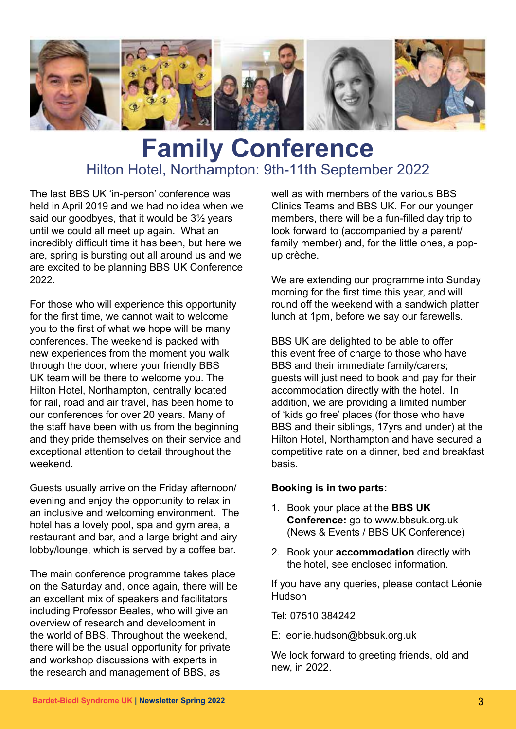# Family Conference

## Hilton Hotel, Northampton: 9th-11th September 2022

The last BBS UK 'in-person' conference was held in April 2019 and we had no idea when we said our goodbyes, that it would be 3½ years until we could all meet up again. What an incredibly difficult time it has been, but here we are, spring is bursting out all around us and we are excited to be planning BBS UK Conference 2022.

For those who will experience this opportunity for the first time, we cannot wait to welcome you to the first of what we hope will be many conferences. The weekend is packed with new experiences from the moment you walk through the door, where your friendly BBS UK team will be there to welcome you. The Hilton Hotel, Northampton, centrally located for rail, road and air travel, has been home to our conferences for over 20 years. Many of the staff have been with us from the beginning and they pride themselves on their service and exceptional attention to detail throughout the weekend.

Guests usually arrive on the Friday afternoon/evening and enjoy the opportunity to relax in an inclusive and welcoming environment. The hotel has a lovely pool, spa and gym area, a restaurant and bar, and a large bright and airy lobby/lounge, which is served by a coffee bar.

The main conference programme takes place on the Saturday and, once again, there will be an excellent mix of speakers and facilitators including Professor Beales, who will give an overview of research and development in the world of BBS. Throughout the weekend, there will be the usual opportunity for private and workshop discussions with experts in the research and management of BBS, as well as with members of the various BBS Clinics Teams and BBS UK. For our younger members, there will be a fun-filled day trip to look forward to (accompanied by a parent/family member) and, for the little ones, a pop-up crèche.

We are extending our programme into Sunday morning for the first time this year, and will round off the weekend with a sandwich platter lunch at 1pm, before we say our farewells.

BBS UK are delighted to be able to offer this event free of charge to those who have BBS and their immediate family/carers; guests will just need to book and pay for their accommodation directly with the hotel. In addition, we are providing a limited number of 'kids go free' places (for those who have BBS and their siblings, 17yrs and under) at the Hilton Hotel, Northampton and have secured a competitive rate on a dinner, bed and breakfast basis.

**Booking is in two parts:**

1. Book your place at the **BBS UK Conference:** go to www.bbsuk.org.uk (News & Events / BBS UK Conference)
2. Book your **accommodation** directly with the hotel, see enclosed information.

If you have any queries, please contact Léonie Hudson

Tel: 07510 384242

E: leonie.hudson@bbsuk.org.uk

We look forward to greeting friends, old and new, in 2022.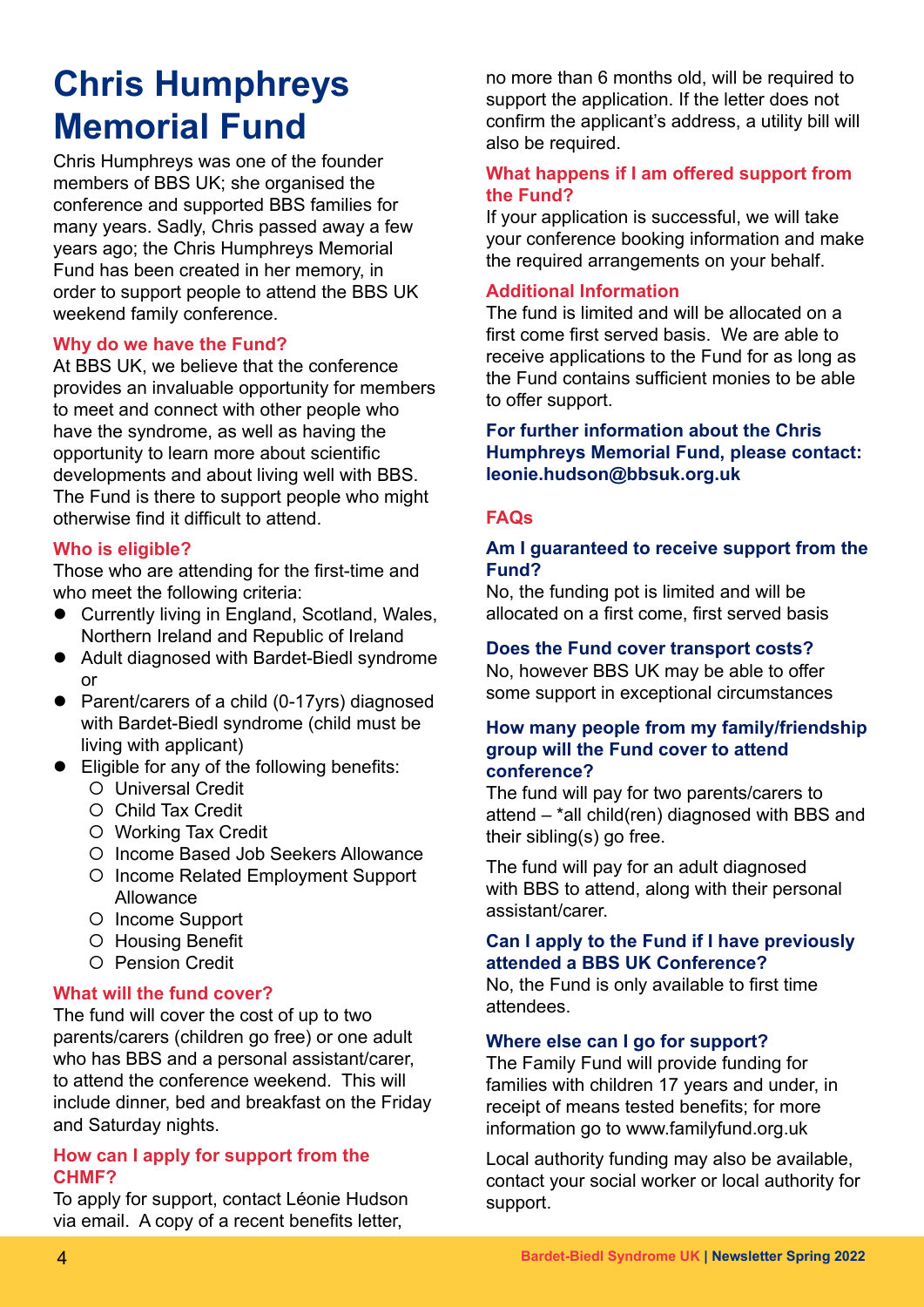# Chris Humphreys Memorial Fund

Chris Humphreys was one of the founder members of BBS UK; she organised the conference and supported BBS families for many years. Sadly, Chris passed away a few years ago; the Chris Humphreys Memorial Fund has been created in her memory, in order to support people to attend the BBS UK weekend family conference.

### Why do we have the Fund?

At BBS UK, we believe that the conference provides an invaluable opportunity for members to meet and connect with other people who have the syndrome, as well as having the opportunity to learn more about scientific developments and about living well with BBS. The Fund is there to support people who might otherwise find it difficult to attend.

### Who is eligible?

Those who are attending for the first-time and who meet the following criteria:

- Currently living in England, Scotland, Wales, Northern Ireland and Republic of Ireland
- Adult diagnosed with Bardet-Biedl syndrome or
- Parent/carers of a child (0-17yrs) diagnosed with Bardet-Biedl syndrome (child must be living with applicant)
- Eligible for any of the following benefits:
  - Universal Credit
  - Child Tax Credit
  - Working Tax Credit
  - Income Based Job Seekers Allowance
  - Income Related Employment Support Allowance
  - Income Support
  - Housing Benefit
  - Pension Credit

### What will the fund cover?

The fund will cover the cost of up to two parents/carers (children go free) or one adult who has BBS and a personal assistant/carer, to attend the conference weekend. This will include dinner, bed and breakfast on the Friday and Saturday nights.

### How can I apply for support from the CHMF?

To apply for support, contact Léonie Hudson via email. A copy of a recent benefits letter, no more than 6 months old, will be required to support the application. If the letter does not confirm the applicant's address, a utility bill will also be required.

### What happens if I am offered support from the Fund?

If your application is successful, we will take your conference booking information and make the required arrangements on your behalf.

### Additional Information

The fund is limited and will be allocated on a first come first served basis. We are able to receive applications to the Fund for as long as the Fund contains sufficient monies to be able to offer support.

**For further information about the Chris Humphreys Memorial Fund, please contact: leonie.hudson@bbsuk.org.uk**

### FAQs

**Am I guaranteed to receive support from the Fund?**

No, the funding pot is limited and will be allocated on a first come, first served basis

**Does the Fund cover transport costs?**

No, however BBS UK may be able to offer some support in exceptional circumstances

**How many people from my family/friendship group will the Fund cover to attend conference?**

The fund will pay for two parents/carers to attend – *all child(ren) diagnosed with BBS and their sibling(s) go free.

The fund will pay for an adult diagnosed with BBS to attend, along with their personal assistant/carer.

**Can I apply to the Fund if I have previously attended a BBS UK Conference?**

No, the Fund is only available to first time attendees.

**Where else can I go for support?**

The Family Fund will provide funding for families with children 17 years and under, in receipt of means tested benefits; for more information go to www.familyfund.org.uk

Local authority funding may also be available, contact your social worker or local authority for support.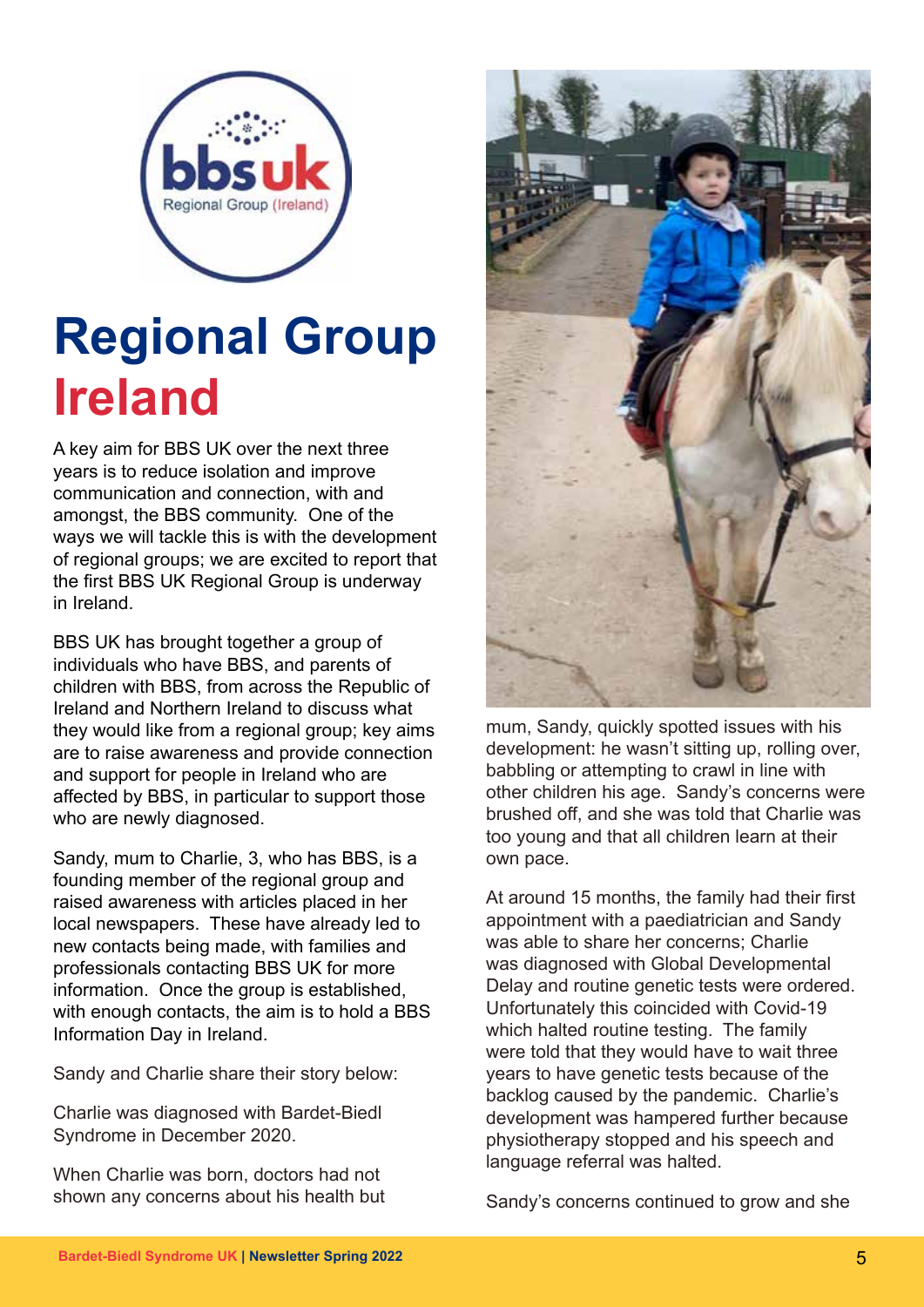# Regional Group Ireland

A key aim for BBS UK over the next three years is to reduce isolation and improve communication and connection, with and amongst, the BBS community. One of the ways we will tackle this is with the development of regional groups; we are excited to report that the first BBS UK Regional Group is underway in Ireland.

BBS UK has brought together a group of individuals who have BBS, and parents of children with BBS, from across the Republic of Ireland and Northern Ireland to discuss what they would like from a regional group; key aims are to raise awareness and provide connection and support for people in Ireland who are affected by BBS, in particular to support those who are newly diagnosed.

Sandy, mum to Charlie, 3, who has BBS, is a founding member of the regional group and raised awareness with articles placed in her local newspapers. These have already led to new contacts being made, with families and professionals contacting BBS UK for more information. Once the group is established, with enough contacts, the aim is to hold a BBS Information Day in Ireland.

Sandy and Charlie share their story below:

Charlie was diagnosed with Bardet-Biedl Syndrome in December 2020.

When Charlie was born, doctors had not shown any concerns about his health but mum, Sandy, quickly spotted issues with his development: he wasn't sitting up, rolling over, babbling or attempting to crawl in line with other children his age. Sandy's concerns were brushed off, and she was told that Charlie was too young and that all children learn at their own pace.

At around 15 months, the family had their first appointment with a paediatrician and Sandy was able to share her concerns; Charlie was diagnosed with Global Developmental Delay and routine genetic tests were ordered. Unfortunately this coincided with Covid-19 which halted routine testing. The family were told that they would have to wait three years to have genetic tests because of the backlog caused by the pandemic. Charlie's development was hampered further because physiotherapy stopped and his speech and language referral was halted.

Sandy's concerns continued to grow and she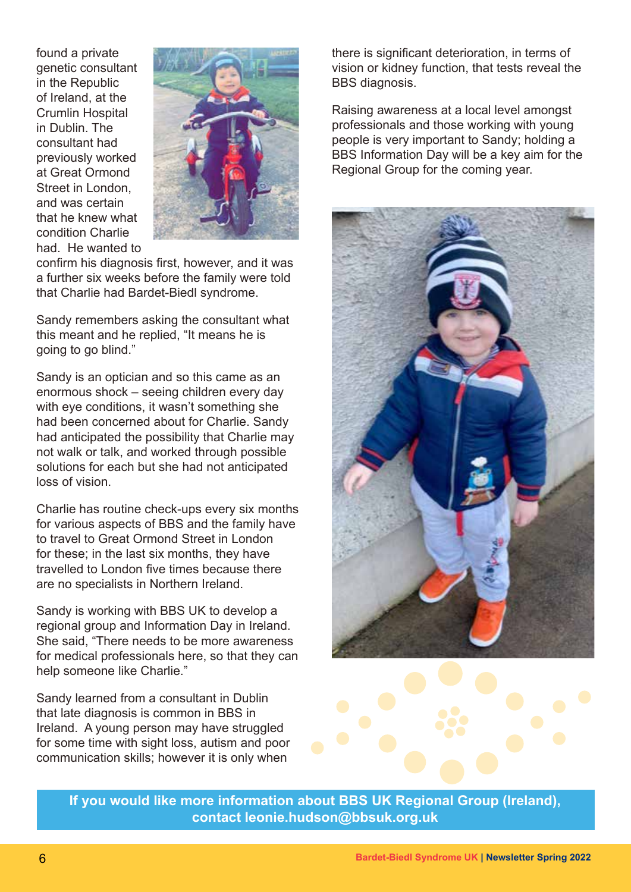found a private genetic consultant in the Republic of Ireland, at the Crumlin Hospital in Dublin. The consultant had previously worked at Great Ormond Street in London, and was certain that he knew what condition Charlie had. He wanted to confirm his diagnosis first, however, and it was a further six weeks before the family were told that Charlie had Bardet-Biedl syndrome.

Sandy remembers asking the consultant what this meant and he replied, "It means he is going to go blind."

Sandy is an optician and so this came as an enormous shock – seeing children every day with eye conditions, it wasn't something she had been concerned about for Charlie. Sandy had anticipated the possibility that Charlie may not walk or talk, and worked through possible solutions for each but she had not anticipated loss of vision.

Charlie has routine check-ups every six months for various aspects of BBS and the family have to travel to Great Ormond Street in London for these; in the last six months, they have travelled to London five times because there are no specialists in Northern Ireland.

Sandy is working with BBS UK to develop a regional group and Information Day in Ireland. She said, "There needs to be more awareness for medical professionals here, so that they can help someone like Charlie."

Sandy learned from a consultant in Dublin that late diagnosis is common in BBS in Ireland. A young person may have struggled for some time with sight loss, autism and poor communication skills; however it is only when there is significant deterioration, in terms of vision or kidney function, that tests reveal the BBS diagnosis.

Raising awareness at a local level amongst professionals and those working with young people is very important to Sandy; holding a BBS Information Day will be a key aim for the Regional Group for the coming year.

**If you would like more information about BBS UK Regional Group (Ireland), contact leonie.hudson@bbsuk.org.uk**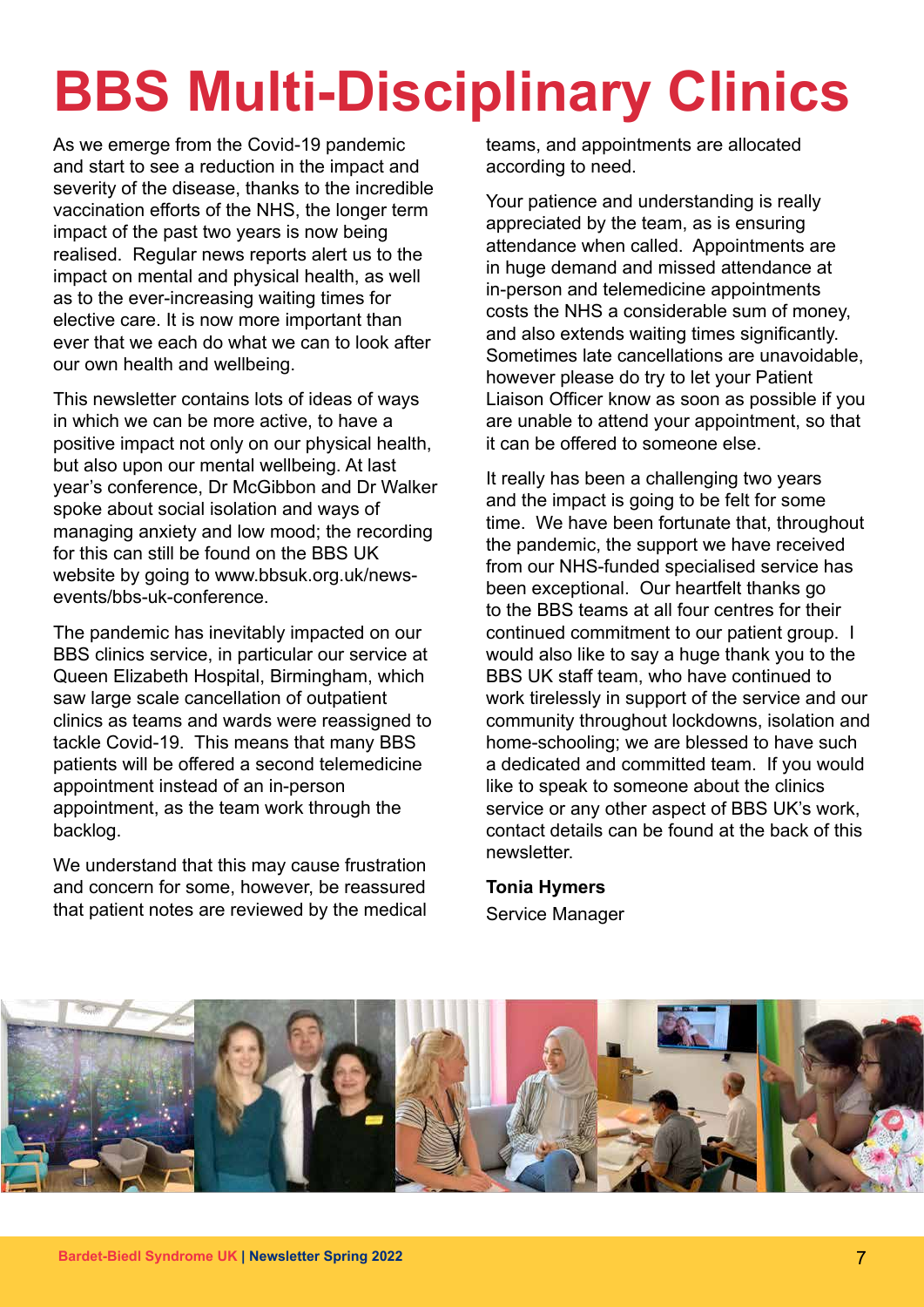# BBS Multi-Disciplinary Clinics

As we emerge from the Covid-19 pandemic and start to see a reduction in the impact and severity of the disease, thanks to the incredible vaccination efforts of the NHS, the longer term impact of the past two years is now being realised. Regular news reports alert us to the impact on mental and physical health, as well as to the ever-increasing waiting times for elective care. It is now more important than ever that we each do what we can to look after our own health and wellbeing.

This newsletter contains lots of ideas of ways in which we can be more active, to have a positive impact not only on our physical health, but also upon our mental wellbeing. At last year's conference, Dr McGibbon and Dr Walker spoke about social isolation and ways of managing anxiety and low mood; the recording for this can still be found on the BBS UK website by going to www.bbsuk.org.uk/news-events/bbs-uk-conference.

The pandemic has inevitably impacted on our BBS clinics service, in particular our service at Queen Elizabeth Hospital, Birmingham, which saw large scale cancellation of outpatient clinics as teams and wards were reassigned to tackle Covid-19. This means that many BBS patients will be offered a second telemedicine appointment instead of an in-person appointment, as the team work through the backlog.

We understand that this may cause frustration and concern for some, however, be reassured that patient notes are reviewed by the medical teams, and appointments are allocated according to need.

Your patience and understanding is really appreciated by the team, as is ensuring attendance when called. Appointments are in huge demand and missed attendance at in-person and telemedicine appointments costs the NHS a considerable sum of money, and also extends waiting times significantly. Sometimes late cancellations are unavoidable, however please do try to let your Patient Liaison Officer know as soon as possible if you are unable to attend your appointment, so that it can be offered to someone else.

It really has been a challenging two years and the impact is going to be felt for some time. We have been fortunate that, throughout the pandemic, the support we have received from our NHS-funded specialised service has been exceptional. Our heartfelt thanks go to the BBS teams at all four centres for their continued commitment to our patient group. I would also like to say a huge thank you to the BBS UK staff team, who have continued to work tirelessly in support of the service and our community throughout lockdowns, isolation and home-schooling; we are blessed to have such a dedicated and committed team. If you would like to speak to someone about the clinics service or any other aspect of BBS UK's work, contact details can be found at the back of this newsletter.

**Tonia Hymers**

Service Manager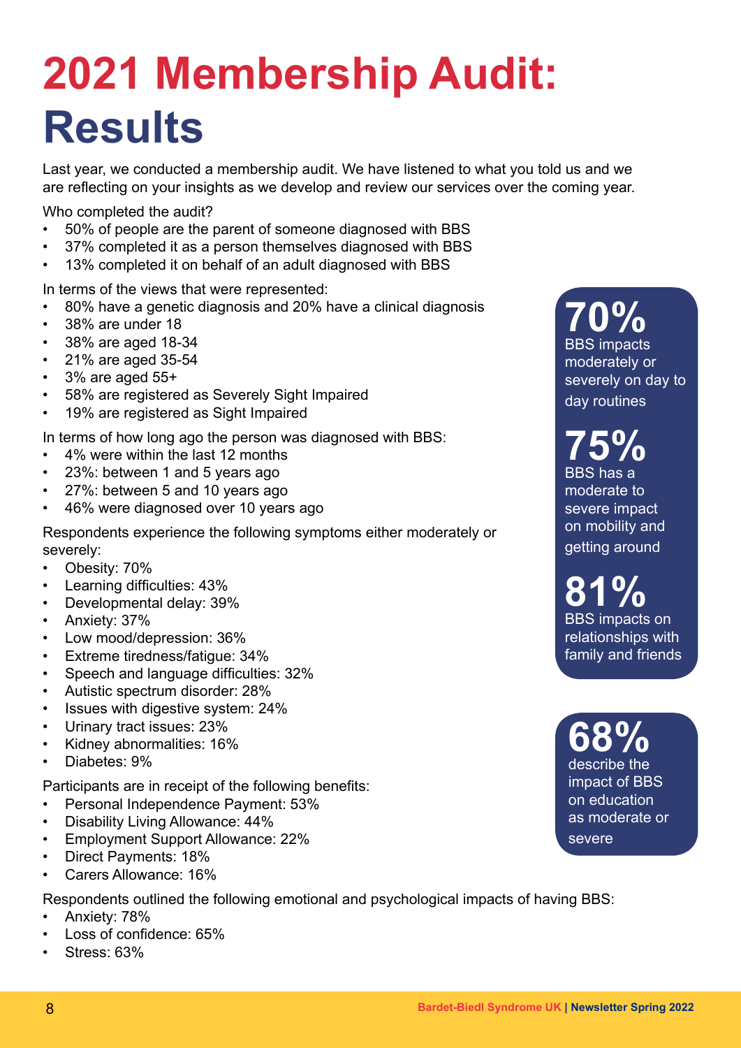# 2021 Membership Audit: Results

Last year, we conducted a membership audit. We have listened to what you told us and we are reflecting on your insights as we develop and review our services over the coming year.

Who completed the audit?

- 50% of people are the parent of someone diagnosed with BBS
- 37% completed it as a person themselves diagnosed with BBS
- 13% completed it on behalf of an adult diagnosed with BBS

In terms of the views that were represented:

- 80% have a genetic diagnosis and 20% have a clinical diagnosis
- 38% are under 18
- 38% are aged 18-34
- 21% are aged 35-54
- 3% are aged 55+
- 58% are registered as Severely Sight Impaired
- 19% are registered as Sight Impaired

In terms of how long ago the person was diagnosed with BBS:

- 4% were within the last 12 months
- 23%: between 1 and 5 years ago
- 27%: between 5 and 10 years ago
- 46% were diagnosed over 10 years ago

Respondents experience the following symptoms either moderately or severely:

- Obesity: 70%
- Learning difficulties: 43%
- Developmental delay: 39%
- Anxiety: 37%
- Low mood/depression: 36%
- Extreme tiredness/fatigue: 34%
- Speech and language difficulties: 32%
- Autistic spectrum disorder: 28%
- Issues with digestive system: 24%
- Urinary tract issues: 23%
- Kidney abnormalities: 16%
- Diabetes: 9%

Participants are in receipt of the following benefits:

- Personal Independence Payment: 53%
- Disability Living Allowance: 44%
- Employment Support Allowance: 22%
- Direct Payments: 18%
- Carers Allowance: 16%

Respondents outlined the following emotional and psychological impacts of having BBS:

- Anxiety: 78%
- Loss of confidence: 65%
- Stress: 63%

**70%** BBS impacts moderately or severely on day to day routines

**75%** BBS has a moderate to severe impact on mobility and getting around

**81%** BBS impacts on relationships with family and friends

**68%** describe the impact of BBS on education as moderate or severe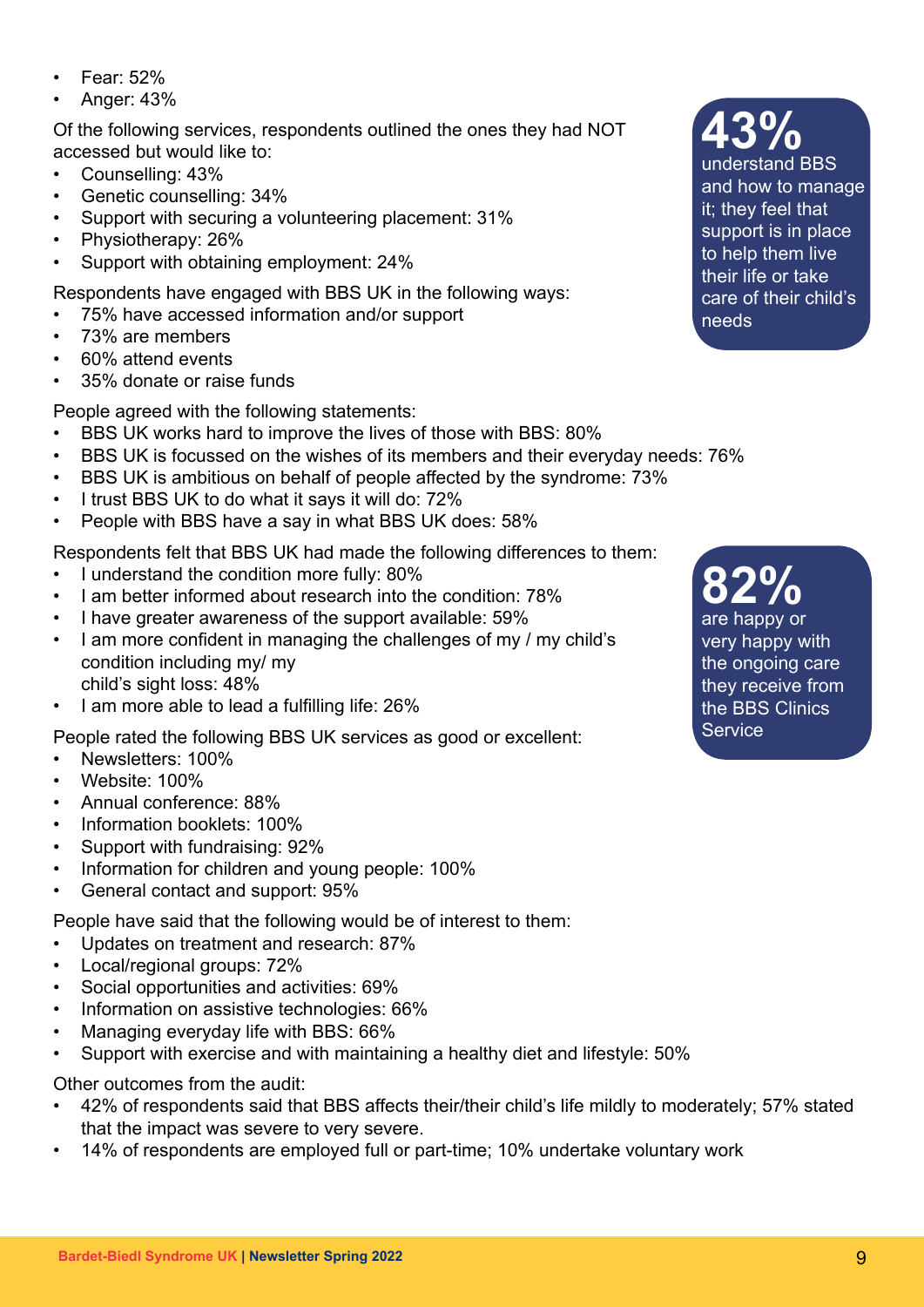- Fear: 52%
- Anger: 43%

Of the following services, respondents outlined the ones they had NOT accessed but would like to:

- Counselling: 43%
- Genetic counselling: 34%
- Support with securing a volunteering placement: 31%
- Physiotherapy: 26%
- Support with obtaining employment: 24%

Respondents have engaged with BBS UK in the following ways:

- 75% have accessed information and/or support
- 73% are members
- 60% attend events
- 35% donate or raise funds

People agreed with the following statements:

- BBS UK works hard to improve the lives of those with BBS: 80%
- BBS UK is focussed on the wishes of its members and their everyday needs: 76%
- BBS UK is ambitious on behalf of people affected by the syndrome: 73%
- I trust BBS UK to do what it says it will do: 72%
- People with BBS have a say in what BBS UK does: 58%

Respondents felt that BBS UK had made the following differences to them:

- I understand the condition more fully: 80%
- I am better informed about research into the condition: 78%
- I have greater awareness of the support available: 59%
- I am more confident in managing the challenges of my / my child's condition including my/ my child's sight loss: 48%
- I am more able to lead a fulfilling life: 26%

People rated the following BBS UK services as good or excellent:

- Newsletters: 100%
- Website: 100%
- Annual conference: 88%
- Information booklets: 100%
- Support with fundraising: 92%
- Information for children and young people: 100%
- General contact and support: 95%

People have said that the following would be of interest to them:

- Updates on treatment and research: 87%
- Local/regional groups: 72%
- Social opportunities and activities: 69%
- Information on assistive technologies: 66%
- Managing everyday life with BBS: 66%
- Support with exercise and with maintaining a healthy diet and lifestyle: 50%

Other outcomes from the audit:

- 42% of respondents said that BBS affects their/their child's life mildly to moderately; 57% stated that the impact was severe to very severe.
- 14% of respondents are employed full or part-time; 10% undertake voluntary work

**43%** understand BBS and how to manage it; they feel that support is in place to help them live their life or take care of their child's needs

**82%** are happy or very happy with the ongoing care they receive from the BBS Clinics Service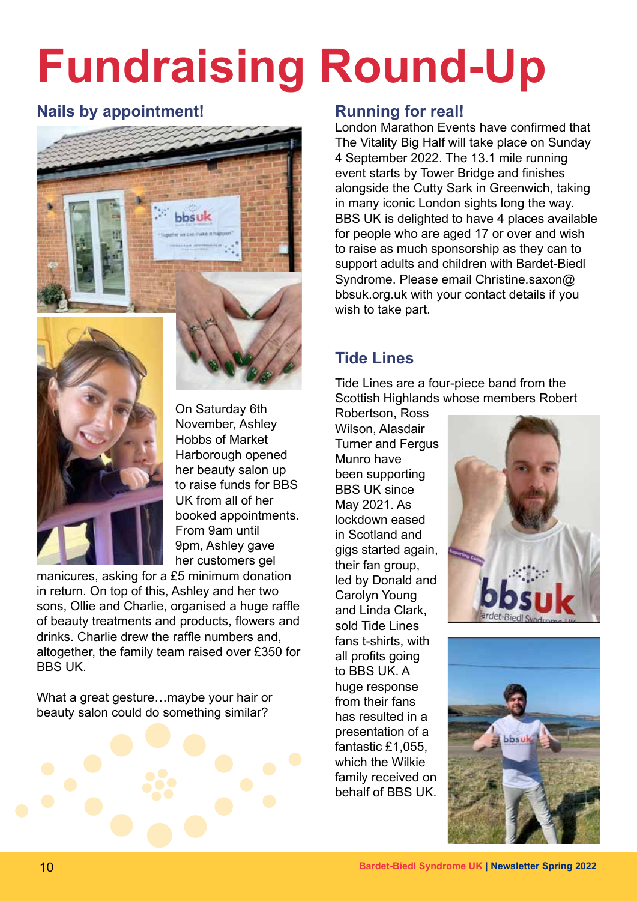# Fundraising Round-Up

## Nails by appointment!

On Saturday 6th November, Ashley Hobbs of Market Harborough opened her beauty salon up to raise funds for BBS UK from all of her booked appointments. From 9am until 9pm, Ashley gave her customers gel manicures, asking for a £5 minimum donation in return. On top of this, Ashley and her two sons, Ollie and Charlie, organised a huge raffle of beauty treatments and products, flowers and drinks. Charlie drew the raffle numbers and, altogether, the family team raised over £350 for BBS UK.

What a great gesture…maybe your hair or beauty salon could do something similar?

## Running for real!

London Marathon Events have confirmed that The Vitality Big Half will take place on Sunday 4 September 2022. The 13.1 mile running event starts by Tower Bridge and finishes alongside the Cutty Sark in Greenwich, taking in many iconic London sights long the way. BBS UK is delighted to have 4 places available for people who are aged 17 or over and wish to raise as much sponsorship as they can to support adults and children with Bardet-Biedl Syndrome. Please email Christine.saxon@bbsuk.org.uk with your contact details if you wish to take part.

## Tide Lines

Tide Lines are a four-piece band from the Scottish Highlands whose members Robert Robertson, Ross Wilson, Alasdair Turner and Fergus Munro have been supporting BBS UK since May 2021. As lockdown eased in Scotland and gigs started again, their fan group, led by Donald and Carolyn Young and Linda Clark, sold Tide Lines fans t-shirts, with all profits going to BBS UK. A huge response from their fans has resulted in a presentation of a fantastic £1,055, which the Wilkie family received on behalf of BBS UK.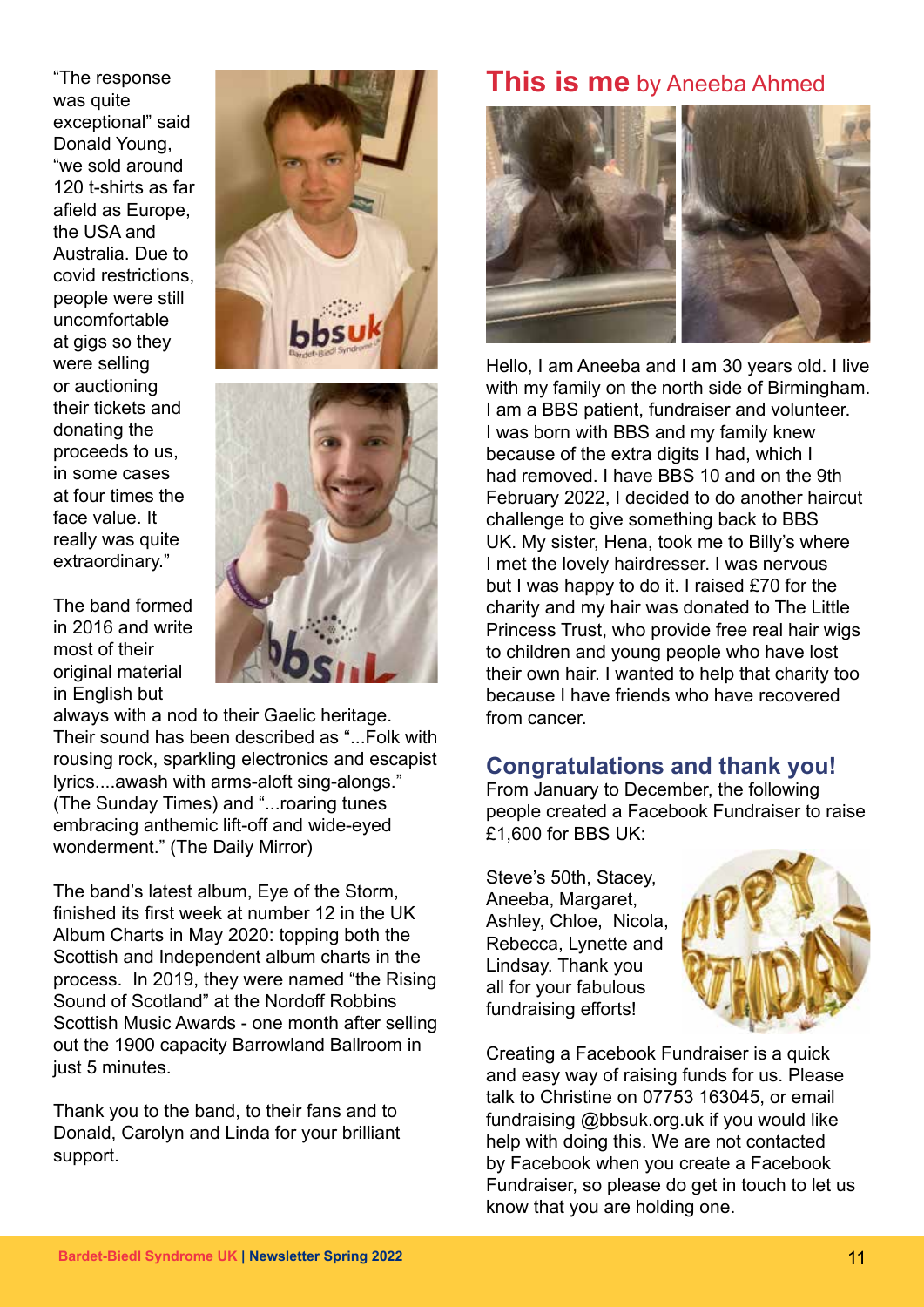"The response was quite exceptional" said Donald Young, "we sold around 120 t-shirts as far afield as Europe, the USA and Australia. Due to covid restrictions, people were still uncomfortable at gigs so they were selling or auctioning their tickets and donating the proceeds to us, in some cases at four times the face value. It really was quite extraordinary."

The band formed in 2016 and write most of their original material in English but always with a nod to their Gaelic heritage. Their sound has been described as "...Folk with rousing rock, sparkling electronics and escapist lyrics....awash with arms-aloft sing-alongs." (The Sunday Times) and "...roaring tunes embracing anthemic lift-off and wide-eyed wonderment." (The Daily Mirror)

The band's latest album, Eye of the Storm, finished its first week at number 12 in the UK Album Charts in May 2020: topping both the Scottish and Independent album charts in the process. In 2019, they were named "the Rising Sound of Scotland" at the Nordoff Robbins Scottish Music Awards - one month after selling out the 1900 capacity Barrowland Ballroom in just 5 minutes.

Thank you to the band, to their fans and to Donald, Carolyn and Linda for your brilliant support.

## This is me by Aneeba Ahmed

Hello, I am Aneeba and I am 30 years old. I live with my family on the north side of Birmingham. I am a BBS patient, fundraiser and volunteer. I was born with BBS and my family knew because of the extra digits I had, which I had removed. I have BBS 10 and on the 9th February 2022, I decided to do another haircut challenge to give something back to BBS UK. My sister, Hena, took me to Billy's where I met the lovely hairdresser. I was nervous but I was happy to do it. I raised £70 for the charity and my hair was donated to The Little Princess Trust, who provide free real hair wigs to children and young people who have lost their own hair. I wanted to help that charity too because I have friends who have recovered from cancer.

## Congratulations and thank you!

From January to December, the following people created a Facebook Fundraiser to raise £1,600 for BBS UK:

Steve's 50th, Stacey, Aneeba, Margaret, Ashley, Chloe, Nicola, Rebecca, Lynette and Lindsay. Thank you all for your fabulous fundraising efforts!

Creating a Facebook Fundraiser is a quick and easy way of raising funds for us. Please talk to Christine on 07753 163045, or email fundraising @bbsuk.org.uk if you would like help with doing this. We are not contacted by Facebook when you create a Facebook Fundraiser, so please do get in touch to let us know that you are holding one.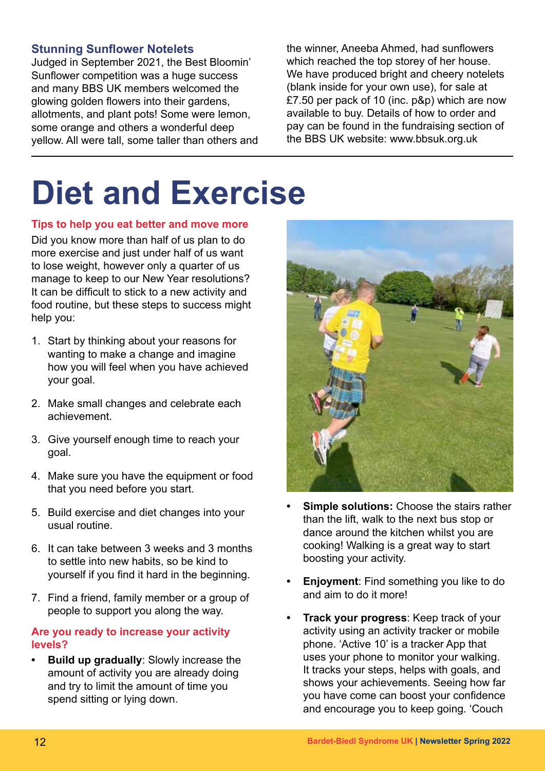### Stunning Sunflower Notelets

Judged in September 2021, the Best Bloomin' Sunflower competition was a huge success and many BBS UK members welcomed the glowing golden flowers into their gardens, allotments, and plant pots! Some were lemon, some orange and others a wonderful deep yellow. All were tall, some taller than others and the winner, Aneeba Ahmed, had sunflowers which reached the top storey of her house. We have produced bright and cheery notelets (blank inside for your own use), for sale at £7.50 per pack of 10 (inc. p&p) which are now available to buy. Details of how to order and pay can be found in the fundraising section of the BBS UK website: www.bbsuk.org.uk

---

# Diet and Exercise

### Tips to help you eat better and move more

Did you know more than half of us plan to do more exercise and just under half of us want to lose weight, however only a quarter of us manage to keep to our New Year resolutions? It can be difficult to stick to a new activity and food routine, but these steps to success might help you:

1. Start by thinking about your reasons for wanting to make a change and imagine how you will feel when you have achieved your goal.
2. Make small changes and celebrate each achievement.
3. Give yourself enough time to reach your goal.
4. Make sure you have the equipment or food that you need before you start.
5. Build exercise and diet changes into your usual routine.
6. It can take between 3 weeks and 3 months to settle into new habits, so be kind to yourself if you find it hard in the beginning.
7. Find a friend, family member or a group of people to support you along the way.

### Are you ready to increase your activity levels?

- **Build up gradually**: Slowly increase the amount of activity you are already doing and try to limit the amount of time you spend sitting or lying down.
- **Simple solutions:** Choose the stairs rather than the lift, walk to the next bus stop or dance around the kitchen whilst you are cooking! Walking is a great way to start boosting your activity.
- **Enjoyment**: Find something you like to do and aim to do it more!
- **Track your progress**: Keep track of your activity using an activity tracker or mobile phone. 'Active 10' is a tracker App that uses your phone to monitor your walking. It tracks your steps, helps with goals, and shows your achievements. Seeing how far you have come can boost your confidence and encourage you to keep going. 'Couch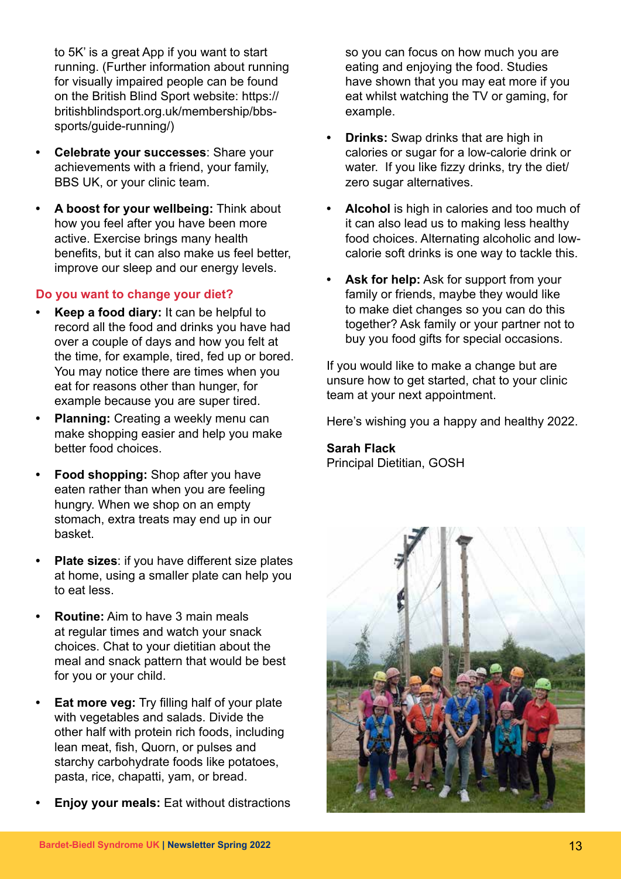to 5K' is a great App if you want to start running. (Further information about running for visually impaired people can be found on the British Blind Sport website: https://britishblindsport.org.uk/membership/bbs-sports/guide-running/)

- **Celebrate your successes**: Share your achievements with a friend, your family, BBS UK, or your clinic team.
- **A boost for your wellbeing:** Think about how you feel after you have been more active. Exercise brings many health benefits, but it can also make us feel better, improve our sleep and our energy levels.

## Do you want to change your diet?

- **Keep a food diary:** It can be helpful to record all the food and drinks you have had over a couple of days and how you felt at the time, for example, tired, fed up or bored. You may notice there are times when you eat for reasons other than hunger, for example because you are super tired.
- **Planning:** Creating a weekly menu can make shopping easier and help you make better food choices.
- **Food shopping:** Shop after you have eaten rather than when you are feeling hungry. When we shop on an empty stomach, extra treats may end up in our basket.
- **Plate sizes**: if you have different size plates at home, using a smaller plate can help you to eat less.
- **Routine:** Aim to have 3 main meals at regular times and watch your snack choices. Chat to your dietitian about the meal and snack pattern that would be best for you or your child.
- **Eat more veg:** Try filling half of your plate with vegetables and salads. Divide the other half with protein rich foods, including lean meat, fish, Quorn, or pulses and starchy carbohydrate foods like potatoes, pasta, rice, chapatti, yam, or bread.
- **Enjoy your meals:** Eat without distractions so you can focus on how much you are eating and enjoying the food. Studies have shown that you may eat more if you eat whilst watching the TV or gaming, for example.
- **Drinks:** Swap drinks that are high in calories or sugar for a low-calorie drink or water. If you like fizzy drinks, try the diet/zero sugar alternatives.
- **Alcohol** is high in calories and too much of it can also lead us to making less healthy food choices. Alternating alcoholic and low-calorie soft drinks is one way to tackle this.
- **Ask for help:** Ask for support from your family or friends, maybe they would like to make diet changes so you can do this together? Ask family or your partner not to buy you food gifts for special occasions.

If you would like to make a change but are unsure how to get started, chat to your clinic team at your next appointment.

Here's wishing you a happy and healthy 2022.

**Sarah Flack**
Principal Dietitian, GOSH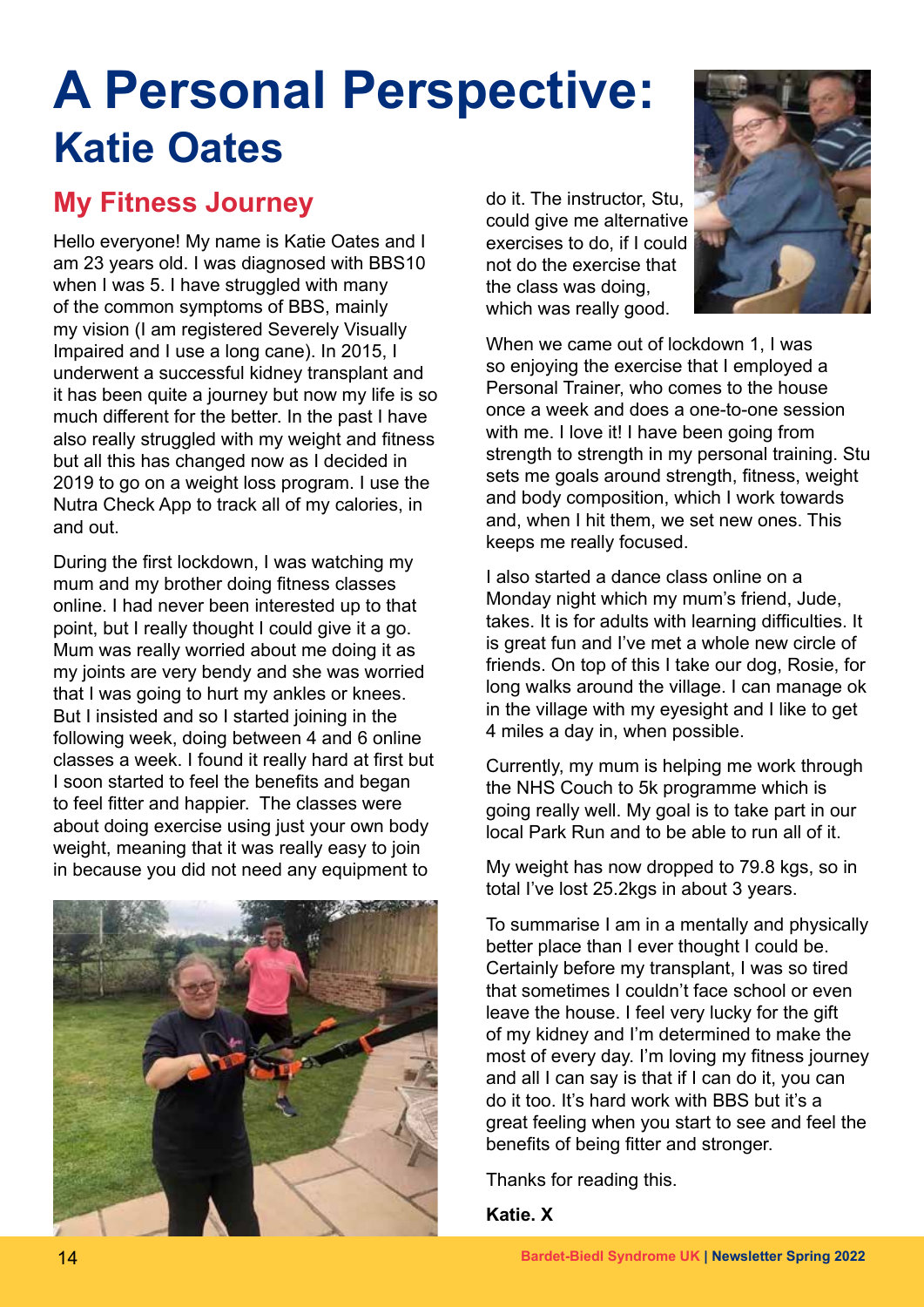# A Personal Perspective: Katie Oates

## My Fitness Journey

Hello everyone! My name is Katie Oates and I am 23 years old. I was diagnosed with BBS10 when I was 5. I have struggled with many of the common symptoms of BBS, mainly my vision (I am registered Severely Visually Impaired and I use a long cane). In 2015, I underwent a successful kidney transplant and it has been quite a journey but now my life is so much different for the better. In the past I have also really struggled with my weight and fitness but all this has changed now as I decided in 2019 to go on a weight loss program. I use the Nutra Check App to track all of my calories, in and out.

During the first lockdown, I was watching my mum and my brother doing fitness classes online. I had never been interested up to that point, but I really thought I could give it a go. Mum was really worried about me doing it as my joints are very bendy and she was worried that I was going to hurt my ankles or knees. But I insisted and so I started joining in the following week, doing between 4 and 6 online classes a week. I found it really hard at first but I soon started to feel the benefits and began to feel fitter and happier. The classes were about doing exercise using just your own body weight, meaning that it was really easy to join in because you did not need any equipment to do it. The instructor, Stu, could give me alternative exercises to do, if I could not do the exercise that the class was doing, which was really good.

When we came out of lockdown 1, I was so enjoying the exercise that I employed a Personal Trainer, who comes to the house once a week and does a one-to-one session with me. I love it! I have been going from strength to strength in my personal training. Stu sets me goals around strength, fitness, weight and body composition, which I work towards and, when I hit them, we set new ones. This keeps me really focused.

I also started a dance class online on a Monday night which my mum's friend, Jude, takes. It is for adults with learning difficulties. It is great fun and I've met a whole new circle of friends. On top of this I take our dog, Rosie, for long walks around the village. I can manage ok in the village with my eyesight and I like to get 4 miles a day in, when possible.

Currently, my mum is helping me work through the NHS Couch to 5k programme which is going really well. My goal is to take part in our local Park Run and to be able to run all of it.

My weight has now dropped to 79.8 kgs, so in total I've lost 25.2kgs in about 3 years.

To summarise I am in a mentally and physically better place than I ever thought I could be. Certainly before my transplant, I was so tired that sometimes I couldn't face school or even leave the house. I feel very lucky for the gift of my kidney and I'm determined to make the most of every day. I'm loving my fitness journey and all I can say is that if I can do it, you can do it too. It's hard work with BBS but it's a great feeling when you start to see and feel the benefits of being fitter and stronger.

Thanks for reading this.

**Katie. X**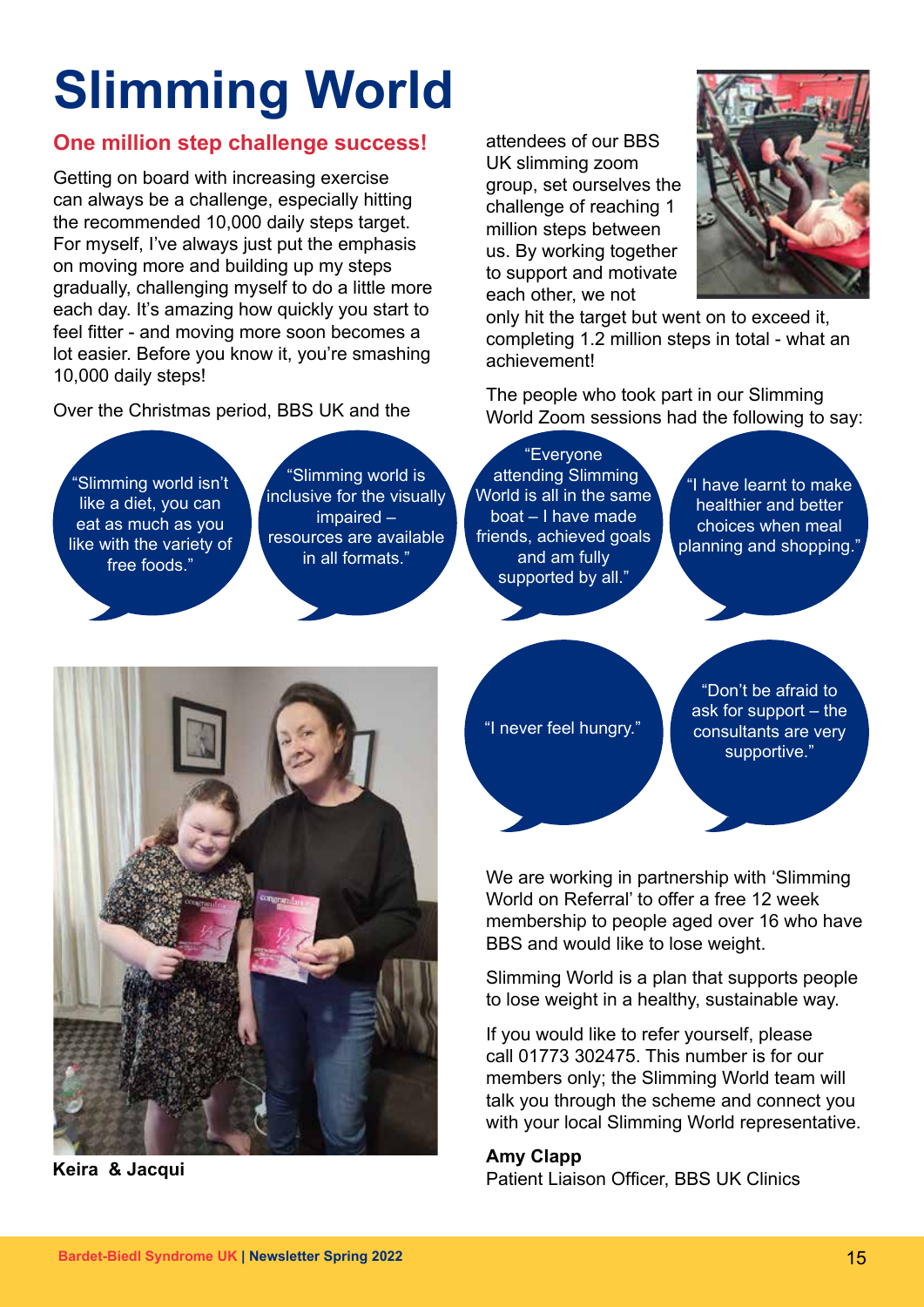# Slimming World

## One million step challenge success!

Getting on board with increasing exercise can always be a challenge, especially hitting the recommended 10,000 daily steps target. For myself, I've always just put the emphasis on moving more and building up my steps gradually, challenging myself to do a little more each day. It's amazing how quickly you start to feel fitter - and moving more soon becomes a lot easier. Before you know it, you're smashing 10,000 daily steps!

Over the Christmas period, BBS UK and the attendees of our BBS UK slimming zoom group, set ourselves the challenge of reaching 1 million steps between us. By working together to support and motivate each other, we not only hit the target but went on to exceed it, completing 1.2 million steps in total - what an achievement!

The people who took part in our Slimming World Zoom sessions had the following to say:

"Slimming world isn't like a diet, you can eat as much as you like with the variety of free foods."

"Slimming world is inclusive for the visually impaired – resources are available in all formats."

"Everyone attending Slimming World is all in the same boat – I have made friends, achieved goals and am fully supported by all."

"I have learnt to make healthier and better choices when meal planning and shopping."

"I never feel hungry."

"Don't be afraid to ask for support – the consultants are very supportive."

**Keira & Jacqui**

We are working in partnership with 'Slimming World on Referral' to offer a free 12 week membership to people aged over 16 who have BBS and would like to lose weight.

Slimming World is a plan that supports people to lose weight in a healthy, sustainable way.

If you would like to refer yourself, please call 01773 302475. This number is for our members only; the Slimming World team will talk you through the scheme and connect you with your local Slimming World representative.

**Amy Clapp**
Patient Liaison Officer, BBS UK Clinics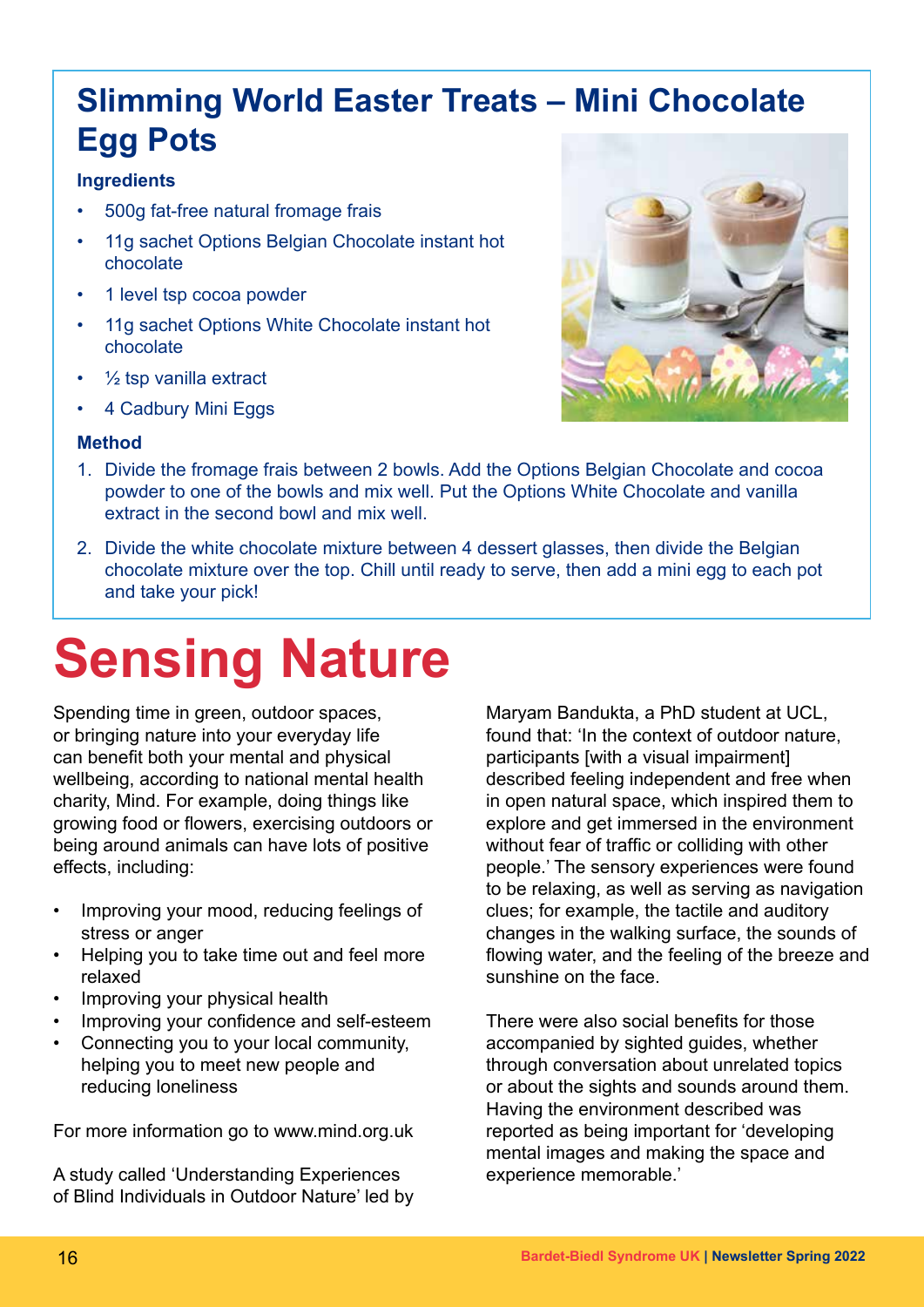## Slimming World Easter Treats – Mini Chocolate Egg Pots

**Ingredients**

- 500g fat-free natural fromage frais
- 11g sachet Options Belgian Chocolate instant hot chocolate
- 1 level tsp cocoa powder
- 11g sachet Options White Chocolate instant hot chocolate
- ½ tsp vanilla extract
- 4 Cadbury Mini Eggs

**Method**

1. Divide the fromage frais between 2 bowls. Add the Options Belgian Chocolate and cocoa powder to one of the bowls and mix well. Put the Options White Chocolate and vanilla extract in the second bowl and mix well.
2. Divide the white chocolate mixture between 4 dessert glasses, then divide the Belgian chocolate mixture over the top. Chill until ready to serve, then add a mini egg to each pot and take your pick!

# Sensing Nature

Spending time in green, outdoor spaces, or bringing nature into your everyday life can benefit both your mental and physical wellbeing, according to national mental health charity, Mind. For example, doing things like growing food or flowers, exercising outdoors or being around animals can have lots of positive effects, including:

- Improving your mood, reducing feelings of stress or anger
- Helping you to take time out and feel more relaxed
- Improving your physical health
- Improving your confidence and self-esteem
- Connecting you to your local community, helping you to meet new people and reducing loneliness

For more information go to www.mind.org.uk

A study called 'Understanding Experiences of Blind Individuals in Outdoor Nature' led by Maryam Bandukta, a PhD student at UCL, found that: 'In the context of outdoor nature, participants [with a visual impairment] described feeling independent and free when in open natural space, which inspired them to explore and get immersed in the environment without fear of traffic or colliding with other people.' The sensory experiences were found to be relaxing, as well as serving as navigation clues; for example, the tactile and auditory changes in the walking surface, the sounds of flowing water, and the feeling of the breeze and sunshine on the face.

There were also social benefits for those accompanied by sighted guides, whether through conversation about unrelated topics or about the sights and sounds around them. Having the environment described was reported as being important for 'developing mental images and making the space and experience memorable.'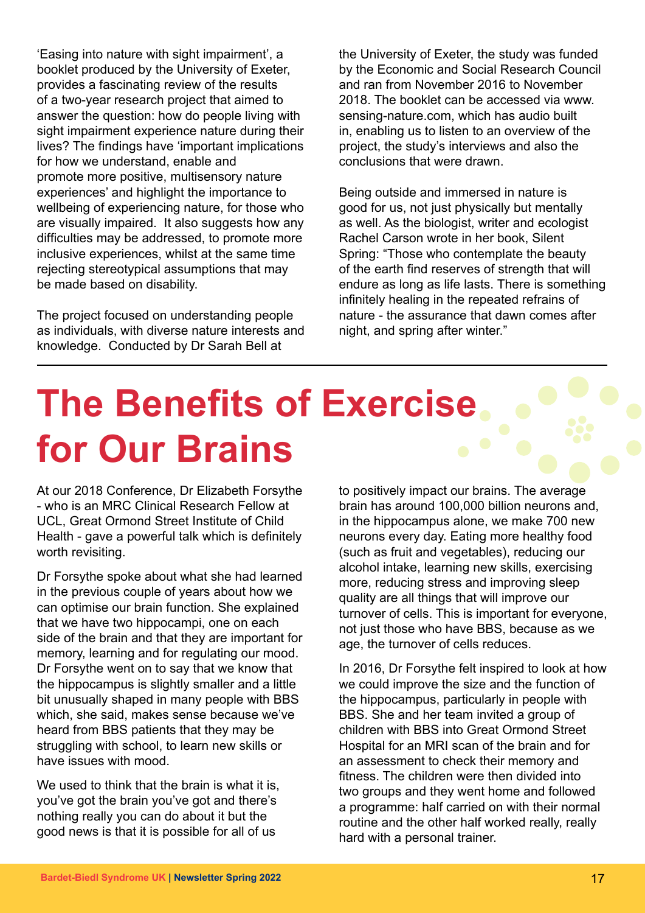'Easing into nature with sight impairment', a booklet produced by the University of Exeter, provides a fascinating review of the results of a two-year research project that aimed to answer the question: how do people living with sight impairment experience nature during their lives? The findings have 'important implications for how we understand, enable and promote more positive, multisensory nature experiences' and highlight the importance to wellbeing of experiencing nature, for those who are visually impaired. It also suggests how any difficulties may be addressed, to promote more inclusive experiences, whilst at the same time rejecting stereotypical assumptions that may be made based on disability.

The project focused on understanding people as individuals, with diverse nature interests and knowledge. Conducted by Dr Sarah Bell at the University of Exeter, the study was funded by the Economic and Social Research Council and ran from November 2016 to November 2018. The booklet can be accessed via www.sensing-nature.com, which has audio built in, enabling us to listen to an overview of the project, the study's interviews and also the conclusions that were drawn.

Being outside and immersed in nature is good for us, not just physically but mentally as well. As the biologist, writer and ecologist Rachel Carson wrote in her book, Silent Spring: "Those who contemplate the beauty of the earth find reserves of strength that will endure as long as life lasts. There is something infinitely healing in the repeated refrains of nature - the assurance that dawn comes after night, and spring after winter."

# The Benefits of Exercise for Our Brains

At our 2018 Conference, Dr Elizabeth Forsythe - who is an MRC Clinical Research Fellow at UCL, Great Ormond Street Institute of Child Health - gave a powerful talk which is definitely worth revisiting.

Dr Forsythe spoke about what she had learned in the previous couple of years about how we can optimise our brain function. She explained that we have two hippocampi, one on each side of the brain and that they are important for memory, learning and for regulating our mood. Dr Forsythe went on to say that we know that the hippocampus is slightly smaller and a little bit unusually shaped in many people with BBS which, she said, makes sense because we've heard from BBS patients that they may be struggling with school, to learn new skills or have issues with mood.

We used to think that the brain is what it is, you've got the brain you've got and there's nothing really you can do about it but the good news is that it is possible for all of us to positively impact our brains. The average brain has around 100,000 billion neurons and, in the hippocampus alone, we make 700 new neurons every day. Eating more healthy food (such as fruit and vegetables), reducing our alcohol intake, learning new skills, exercising more, reducing stress and improving sleep quality are all things that will improve our turnover of cells. This is important for everyone, not just those who have BBS, because as we age, the turnover of cells reduces.

In 2016, Dr Forsythe felt inspired to look at how we could improve the size and the function of the hippocampus, particularly in people with BBS. She and her team invited a group of children with BBS into Great Ormond Street Hospital for an MRI scan of the brain and for an assessment to check their memory and fitness. The children were then divided into two groups and they went home and followed a programme: half carried on with their normal routine and the other half worked really, really hard with a personal trainer.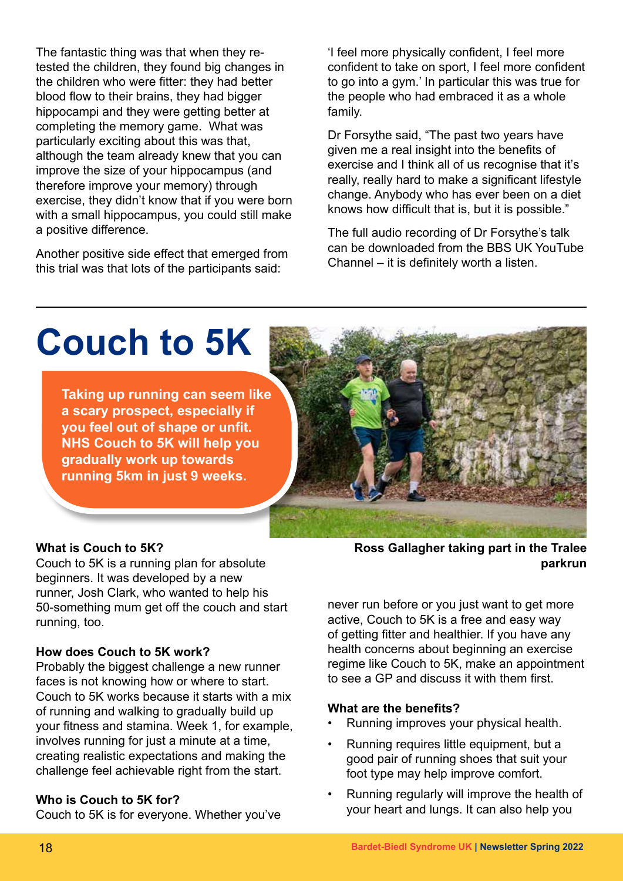The fantastic thing was that when they re-tested the children, they found big changes in the children who were fitter: they had better blood flow to their brains, they had bigger hippocampi and they were getting better at completing the memory game. What was particularly exciting about this was that, although the team already knew that you can improve the size of your hippocampus (and therefore improve your memory) through exercise, they didn't know that if you were born with a small hippocampus, you could still make a positive difference.

Another positive side effect that emerged from this trial was that lots of the participants said: 'I feel more physically confident, I feel more confident to take on sport, I feel more confident to go into a gym.' In particular this was true for the people who had embraced it as a whole family.

Dr Forsythe said, "The past two years have given me a real insight into the benefits of exercise and I think all of us recognise that it's really, really hard to make a significant lifestyle change. Anybody who has ever been on a diet knows how difficult that is, but it is possible."

The full audio recording of Dr Forsythe's talk can be downloaded from the BBS UK YouTube Channel – it is definitely worth a listen.

---

# Couch to 5K

**Taking up running can seem like a scary prospect, especially if you feel out of shape or unfit. NHS Couch to 5K will help you gradually work up towards running 5km in just 9 weeks.**

**Ross Gallagher taking part in the Tralee parkrun**

**What is Couch to 5K?**
Couch to 5K is a running plan for absolute beginners. It was developed by a new runner, Josh Clark, who wanted to help his 50-something mum get off the couch and start running, too.

**How does Couch to 5K work?**
Probably the biggest challenge a new runner faces is not knowing how or where to start. Couch to 5K works because it starts with a mix of running and walking to gradually build up your fitness and stamina. Week 1, for example, involves running for just a minute at a time, creating realistic expectations and making the challenge feel achievable right from the start.

**Who is Couch to 5K for?**
Couch to 5K is for everyone. Whether you've never run before or you just want to get more active, Couch to 5K is a free and easy way of getting fitter and healthier. If you have any health concerns about beginning an exercise regime like Couch to 5K, make an appointment to see a GP and discuss it with them first.

**What are the benefits?**

- Running improves your physical health.
- Running requires little equipment, but a good pair of running shoes that suit your foot type may help improve comfort.
- Running regularly will improve the health of your heart and lungs. It can also help you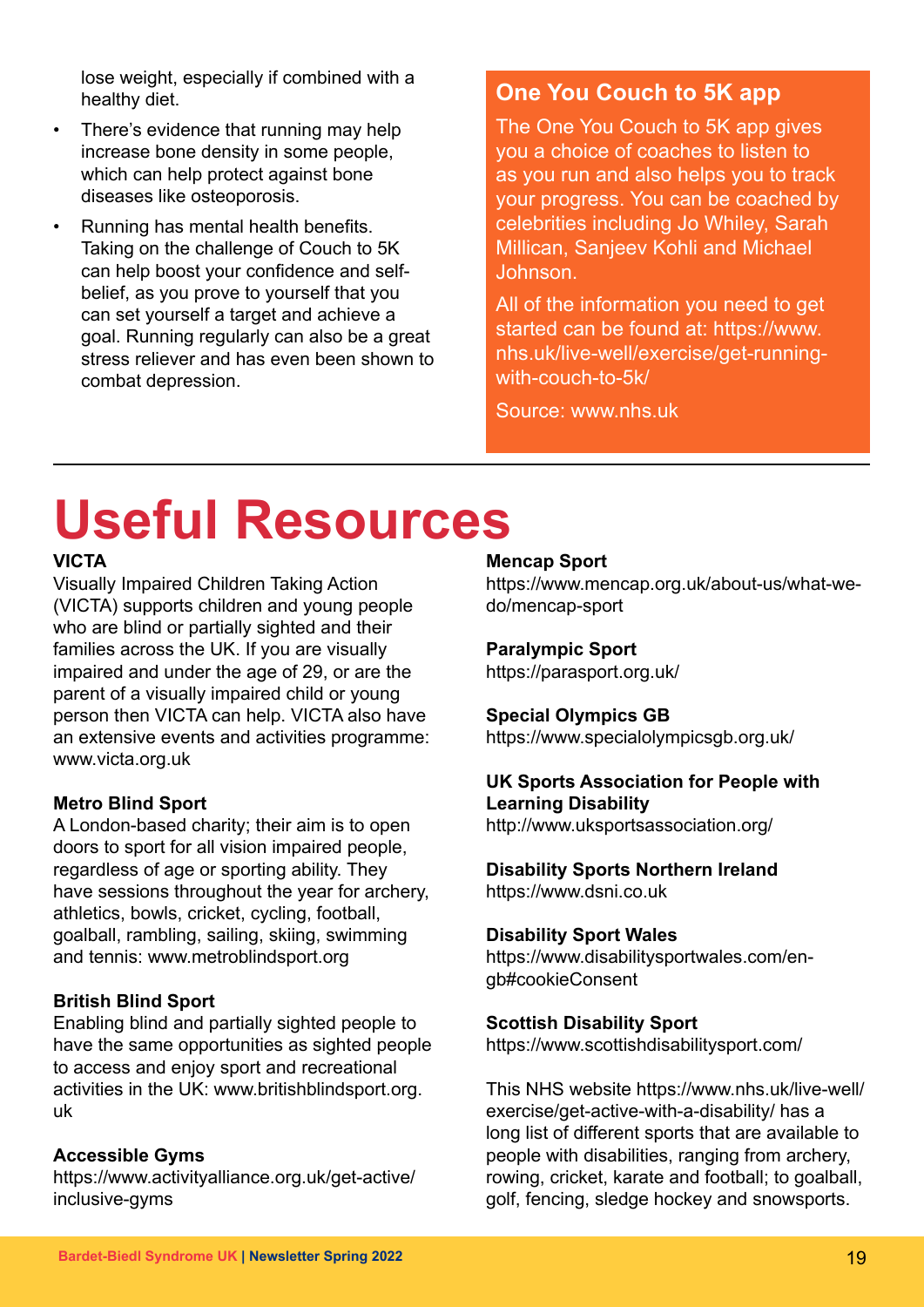lose weight, especially if combined with a healthy diet.

- There's evidence that running may help increase bone density in some people, which can help protect against bone diseases like osteoporosis.
- Running has mental health benefits. Taking on the challenge of Couch to 5K can help boost your confidence and self-belief, as you prove to yourself that you can set yourself a target and achieve a goal. Running regularly can also be a great stress reliever and has even been shown to combat depression.

## One You Couch to 5K app

The One You Couch to 5K app gives you a choice of coaches to listen to as you run and also helps you to track your progress. You can be coached by celebrities including Jo Whiley, Sarah Millican, Sanjeev Kohli and Michael Johnson.

All of the information you need to get started can be found at: https://www.nhs.uk/live-well/exercise/get-running-with-couch-to-5k/

Source: www.nhs.uk

# Useful Resources

**VICTA**
Visually Impaired Children Taking Action (VICTA) supports children and young people who are blind or partially sighted and their families across the UK. If you are visually impaired and under the age of 29, or are the parent of a visually impaired child or young person then VICTA can help. VICTA also have an extensive events and activities programme: www.victa.org.uk

**Metro Blind Sport**
A London-based charity; their aim is to open doors to sport for all vision impaired people, regardless of age or sporting ability. They have sessions throughout the year for archery, athletics, bowls, cricket, cycling, football, goalball, rambling, sailing, skiing, swimming and tennis: www.metroblindsport.org

**British Blind Sport**
Enabling blind and partially sighted people to have the same opportunities as sighted people to access and enjoy sport and recreational activities in the UK: www.britishblindsport.org.uk

**Accessible Gyms**
https://www.activityalliance.org.uk/get-active/inclusive-gyms

**Mencap Sport**
https://www.mencap.org.uk/about-us/what-we-do/mencap-sport

**Paralympic Sport**
https://parasport.org.uk/

**Special Olympics GB**
https://www.specialolympicsgb.org.uk/

**UK Sports Association for People with Learning Disability**
http://www.uksportsassociation.org/

**Disability Sports Northern Ireland**
https://www.dsni.co.uk

**Disability Sport Wales**
https://www.disabilitysportwales.com/en-gb#cookieConsent

**Scottish Disability Sport**
https://www.scottishdisabilitysport.com/

This NHS website https://www.nhs.uk/live-well/exercise/get-active-with-a-disability/ has a long list of different sports that are available to people with disabilities, ranging from archery, rowing, cricket, karate and football; to goalball, golf, fencing, sledge hockey and snowsports.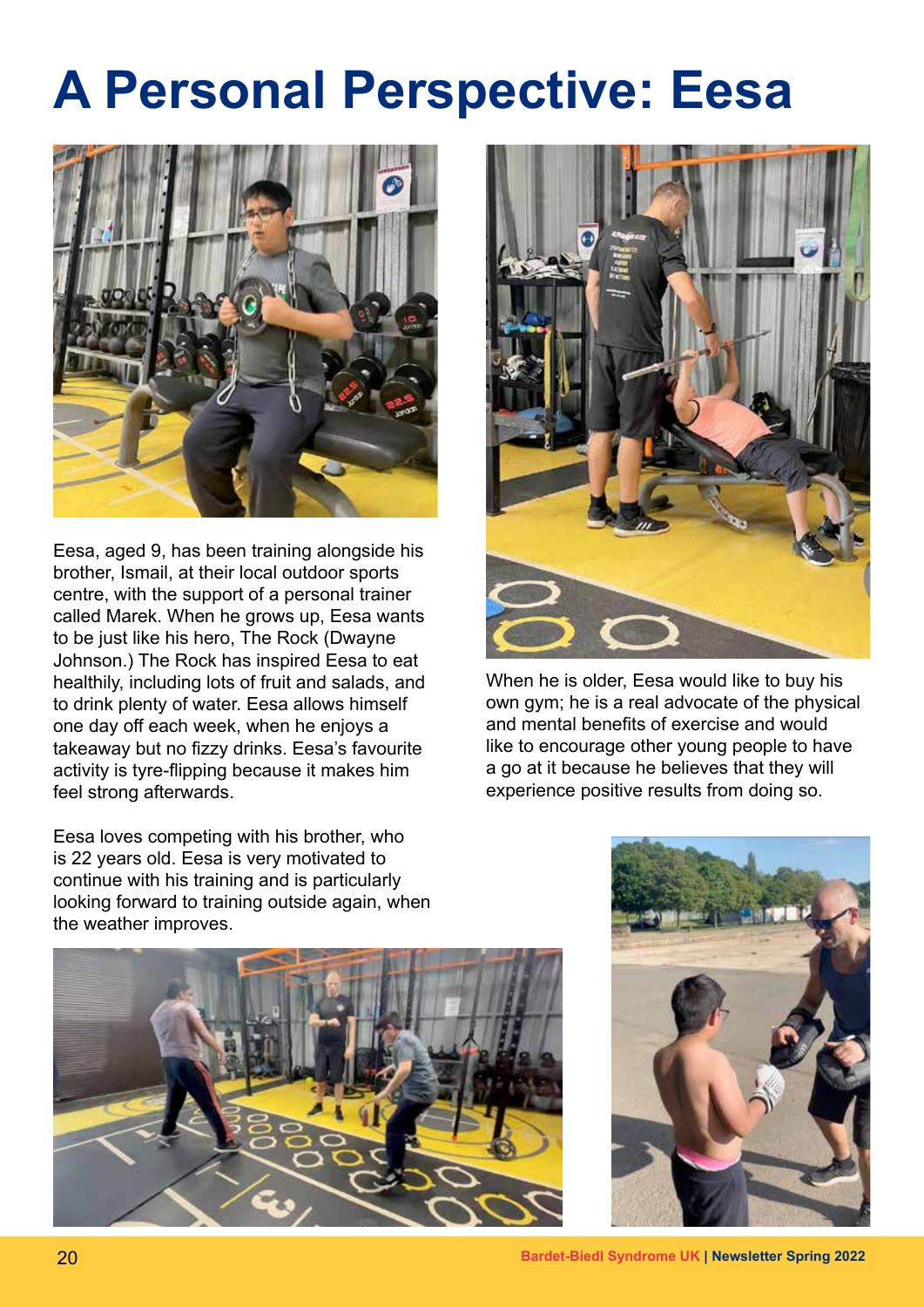# A Personal Perspective: Eesa

Eesa, aged 9, has been training alongside his brother, Ismail, at their local outdoor sports centre, with the support of a personal trainer called Marek. When he grows up, Eesa wants to be just like his hero, The Rock (Dwayne Johnson.) The Rock has inspired Eesa to eat healthily, including lots of fruit and salads, and to drink plenty of water. Eesa allows himself one day off each week, when he enjoys a takeaway but no fizzy drinks. Eesa's favourite activity is tyre-flipping because it makes him feel strong afterwards.

Eesa loves competing with his brother, who is 22 years old. Eesa is very motivated to continue with his training and is particularly looking forward to training outside again, when the weather improves.

When he is older, Eesa would like to buy his own gym; he is a real advocate of the physical and mental benefits of exercise and would like to encourage other young people to have a go at it because he believes that they will experience positive results from doing so.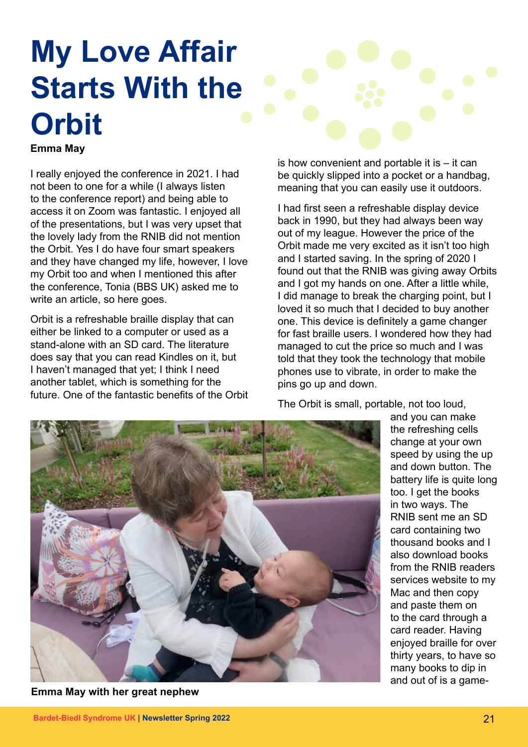# My Love Affair Starts With the Orbit

**Emma May**

I really enjoyed the conference in 2021. I had not been to one for a while (I always listen to the conference report) and being able to access it on Zoom was fantastic. I enjoyed all of the presentations, but I was very upset that the lovely lady from the RNIB did not mention the Orbit. Yes I do have four smart speakers and they have changed my life, however, I love my Orbit too and when I mentioned this after the conference, Tonia (BBS UK) asked me to write an article, so here goes.

Orbit is a refreshable braille display that can either be linked to a computer or used as a stand-alone with an SD card. The literature does say that you can read Kindles on it, but I haven't managed that yet; I think I need another tablet, which is something for the future. One of the fantastic benefits of the Orbit is how convenient and portable it is – it can be quickly slipped into a pocket or a handbag, meaning that you can easily use it outdoors.

I had first seen a refreshable display device back in 1990, but they had always been way out of my league. However the price of the Orbit made me very excited as it isn't too high and I started saving. In the spring of 2020 I found out that the RNIB was giving away Orbits and I got my hands on one. After a little while, I did manage to break the charging point, but I loved it so much that I decided to buy another one. This device is definitely a game changer for fast braille users. I wondered how they had managed to cut the price so much and I was told that they took the technology that mobile phones use to vibrate, in order to make the pins go up and down.

The Orbit is small, portable, not too loud, and you can make the refreshing cells change at your own speed by using the up and down button. The battery life is quite long too. I get the books in two ways. The RNIB sent me an SD card containing two thousand books and I also download books from the RNIB readers services website to my Mac and then copy and paste them on to the card through a card reader. Having enjoyed braille for over thirty years, to have so many books to dip in and out of is a game-

**Emma May with her great nephew**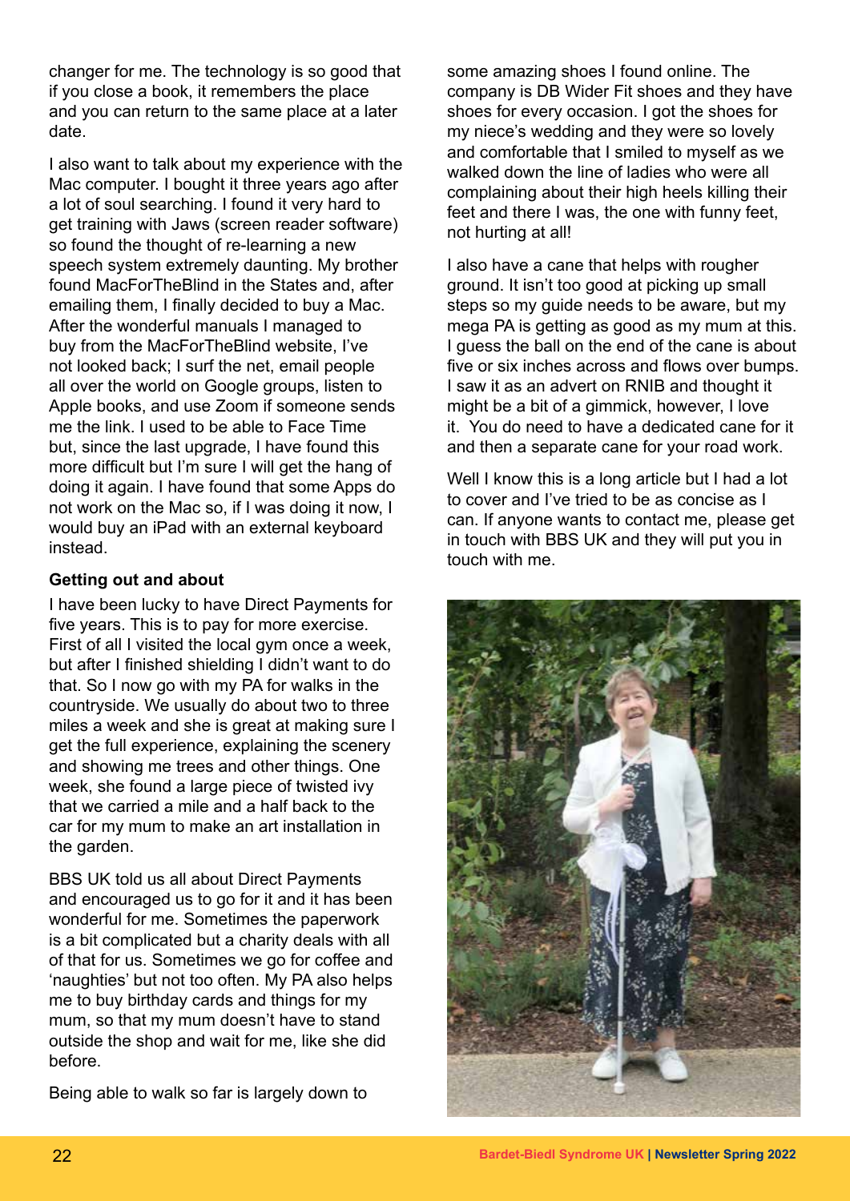changer for me. The technology is so good that if you close a book, it remembers the place and you can return to the same place at a later date.

I also want to talk about my experience with the Mac computer. I bought it three years ago after a lot of soul searching. I found it very hard to get training with Jaws (screen reader software) so found the thought of re-learning a new speech system extremely daunting. My brother found MacForTheBlind in the States and, after emailing them, I finally decided to buy a Mac. After the wonderful manuals I managed to buy from the MacForTheBlind website, I've not looked back; I surf the net, email people all over the world on Google groups, listen to Apple books, and use Zoom if someone sends me the link. I used to be able to Face Time but, since the last upgrade, I have found this more difficult but I'm sure I will get the hang of doing it again. I have found that some Apps do not work on the Mac so, if I was doing it now, I would buy an iPad with an external keyboard instead.

**Getting out and about**

I have been lucky to have Direct Payments for five years. This is to pay for more exercise. First of all I visited the local gym once a week, but after I finished shielding I didn't want to do that. So I now go with my PA for walks in the countryside. We usually do about two to three miles a week and she is great at making sure I get the full experience, explaining the scenery and showing me trees and other things. One week, she found a large piece of twisted ivy that we carried a mile and a half back to the car for my mum to make an art installation in the garden.

BBS UK told us all about Direct Payments and encouraged us to go for it and it has been wonderful for me. Sometimes the paperwork is a bit complicated but a charity deals with all of that for us. Sometimes we go for coffee and 'naughties' but not too often. My PA also helps me to buy birthday cards and things for my mum, so that my mum doesn't have to stand outside the shop and wait for me, like she did before.

Being able to walk so far is largely down to some amazing shoes I found online. The company is DB Wider Fit shoes and they have shoes for every occasion. I got the shoes for my niece's wedding and they were so lovely and comfortable that I smiled to myself as we walked down the line of ladies who were all complaining about their high heels killing their feet and there I was, the one with funny feet, not hurting at all!

I also have a cane that helps with rougher ground. It isn't too good at picking up small steps so my guide needs to be aware, but my mega PA is getting as good as my mum at this. I guess the ball on the end of the cane is about five or six inches across and flows over bumps. I saw it as an advert on RNIB and thought it might be a bit of a gimmick, however, I love it. You do need to have a dedicated cane for it and then a separate cane for your road work.

Well I know this is a long article but I had a lot to cover and I've tried to be as concise as I can. If anyone wants to contact me, please get in touch with BBS UK and they will put you in touch with me.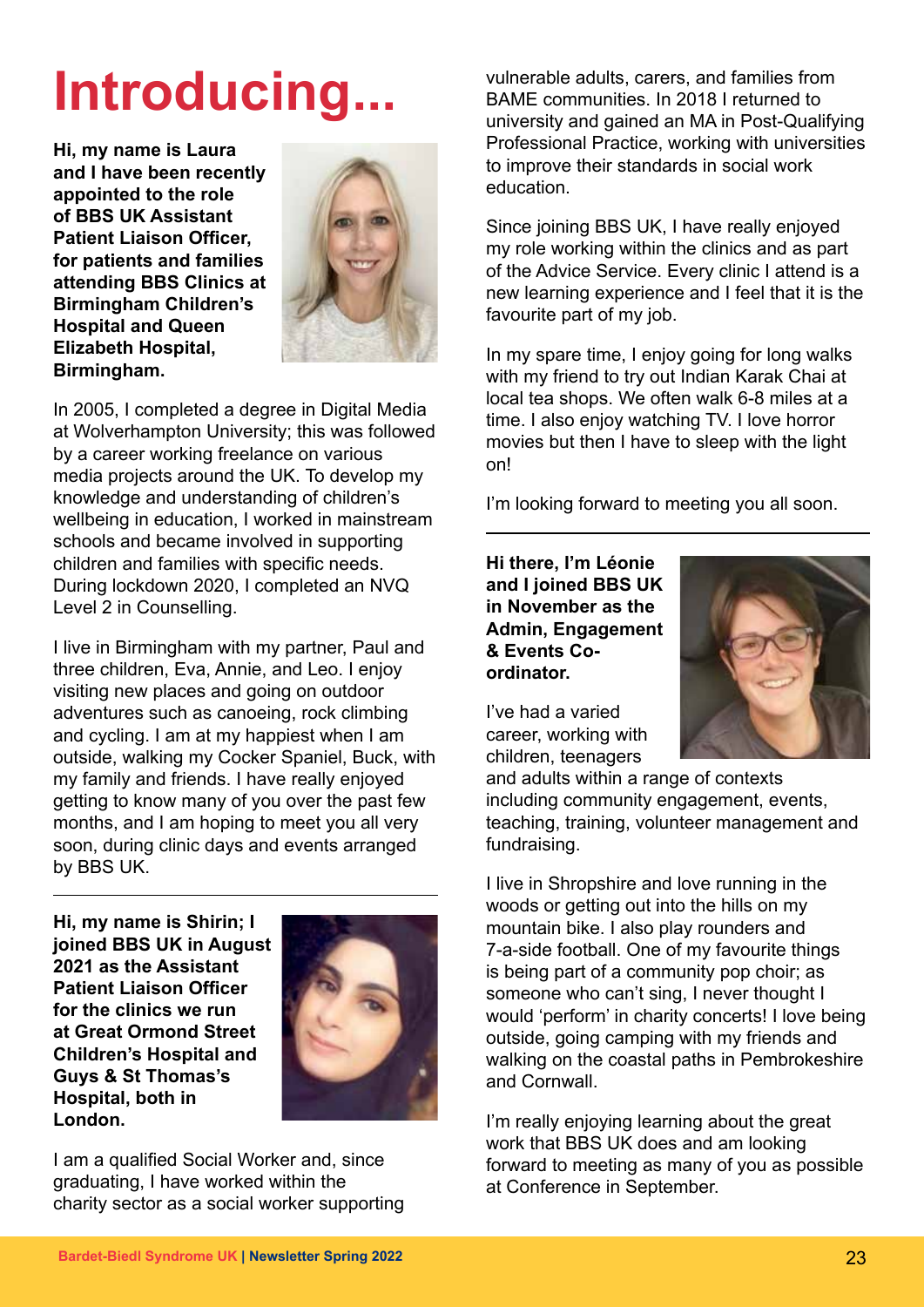# Introducing...

**Hi, my name is Laura and I have been recently appointed to the role of BBS UK Assistant Patient Liaison Officer, for patients and families attending BBS Clinics at Birmingham Children's Hospital and Queen Elizabeth Hospital, Birmingham.**

In 2005, I completed a degree in Digital Media at Wolverhampton University; this was followed by a career working freelance on various media projects around the UK. To develop my knowledge and understanding of children's wellbeing in education, I worked in mainstream schools and became involved in supporting children and families with specific needs. During lockdown 2020, I completed an NVQ Level 2 in Counselling.

I live in Birmingham with my partner, Paul and three children, Eva, Annie, and Leo. I enjoy visiting new places and going on outdoor adventures such as canoeing, rock climbing and cycling. I am at my happiest when I am outside, walking my Cocker Spaniel, Buck, with my family and friends. I have really enjoyed getting to know many of you over the past few months, and I am hoping to meet you all very soon, during clinic days and events arranged by BBS UK.

---

**Hi, my name is Shirin; I joined BBS UK in August 2021 as the Assistant Patient Liaison Officer for the clinics we run at Great Ormond Street Children's Hospital and Guys & St Thomas's Hospital, both in London.**

I am a qualified Social Worker and, since graduating, I have worked within the charity sector as a social worker supporting vulnerable adults, carers, and families from BAME communities. In 2018 I returned to university and gained an MA in Post-Qualifying Professional Practice, working with universities to improve their standards in social work education.

Since joining BBS UK, I have really enjoyed my role working within the clinics and as part of the Advice Service. Every clinic I attend is a new learning experience and I feel that it is the favourite part of my job.

In my spare time, I enjoy going for long walks with my friend to try out Indian Karak Chai at local tea shops. We often walk 6-8 miles at a time. I also enjoy watching TV. I love horror movies but then I have to sleep with the light on!

I'm looking forward to meeting you all soon.

---

**Hi there, I'm Léonie and I joined BBS UK in November as the Admin, Engagement & Events Co-ordinator.**

I've had a varied career, working with children, teenagers and adults within a range of contexts including community engagement, events, teaching, training, volunteer management and fundraising.

I live in Shropshire and love running in the woods or getting out into the hills on my mountain bike. I also play rounders and 7-a-side football. One of my favourite things is being part of a community pop choir; as someone who can't sing, I never thought I would 'perform' in charity concerts! I love being outside, going camping with my friends and walking on the coastal paths in Pembrokeshire and Cornwall.

I'm really enjoying learning about the great work that BBS UK does and am looking forward to meeting as many of you as possible at Conference in September.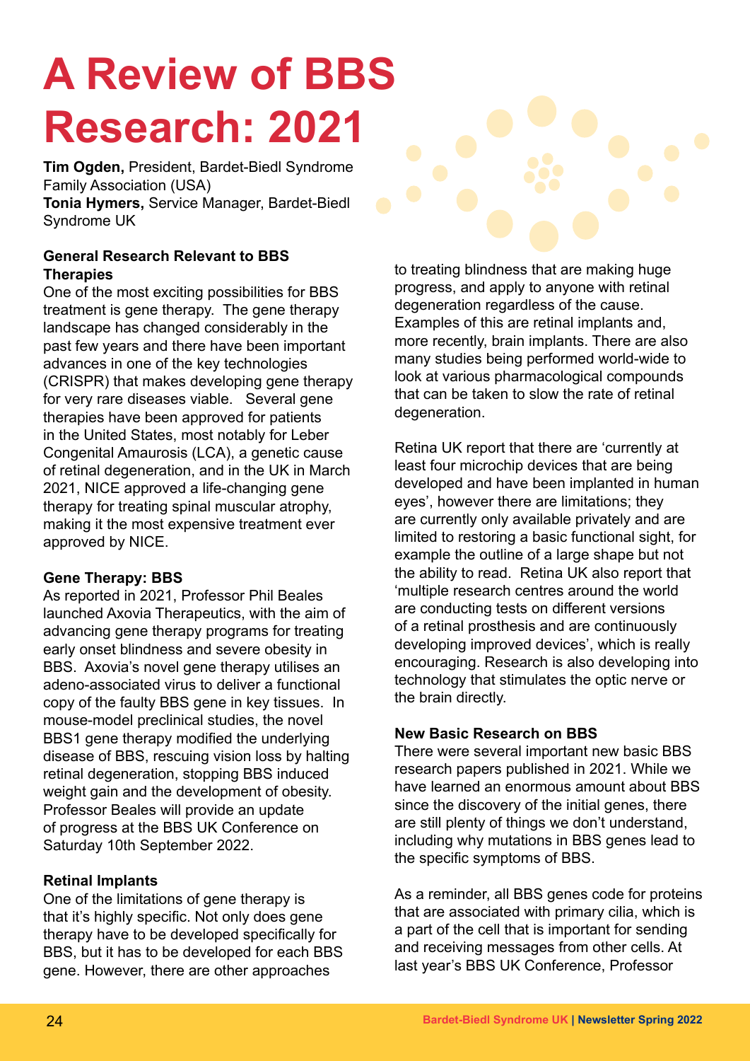# A Review of BBS Research: 2021

**Tim Ogden,** President, Bardet-Biedl Syndrome Family Association (USA)
**Tonia Hymers,** Service Manager, Bardet-Biedl Syndrome UK

### General Research Relevant to BBS Therapies

One of the most exciting possibilities for BBS treatment is gene therapy. The gene therapy landscape has changed considerably in the past few years and there have been important advances in one of the key technologies (CRISPR) that makes developing gene therapy for very rare diseases viable. Several gene therapies have been approved for patients in the United States, most notably for Leber Congenital Amaurosis (LCA), a genetic cause of retinal degeneration, and in the UK in March 2021, NICE approved a life-changing gene therapy for treating spinal muscular atrophy, making it the most expensive treatment ever approved by NICE.

### Gene Therapy: BBS

As reported in 2021, Professor Phil Beales launched Axovia Therapeutics, with the aim of advancing gene therapy programs for treating early onset blindness and severe obesity in BBS. Axovia's novel gene therapy utilises an adeno-associated virus to deliver a functional copy of the faulty BBS gene in key tissues. In mouse-model preclinical studies, the novel BBS1 gene therapy modified the underlying disease of BBS, rescuing vision loss by halting retinal degeneration, stopping BBS induced weight gain and the development of obesity. Professor Beales will provide an update of progress at the BBS UK Conference on Saturday 10th September 2022.

### Retinal Implants

One of the limitations of gene therapy is that it's highly specific. Not only does gene therapy have to be developed specifically for BBS, but it has to be developed for each BBS gene. However, there are other approaches to treating blindness that are making huge progress, and apply to anyone with retinal degeneration regardless of the cause. Examples of this are retinal implants and, more recently, brain implants. There are also many studies being performed world-wide to look at various pharmacological compounds that can be taken to slow the rate of retinal degeneration.

Retina UK report that there are 'currently at least four microchip devices that are being developed and have been implanted in human eyes', however there are limitations; they are currently only available privately and are limited to restoring a basic functional sight, for example the outline of a large shape but not the ability to read. Retina UK also report that 'multiple research centres around the world are conducting tests on different versions of a retinal prosthesis and are continuously developing improved devices', which is really encouraging. Research is also developing into technology that stimulates the optic nerve or the brain directly.

### New Basic Research on BBS

There were several important new basic BBS research papers published in 2021. While we have learned an enormous amount about BBS since the discovery of the initial genes, there are still plenty of things we don't understand, including why mutations in BBS genes lead to the specific symptoms of BBS.

As a reminder, all BBS genes code for proteins that are associated with primary cilia, which is a part of the cell that is important for sending and receiving messages from other cells. At last year's BBS UK Conference, Professor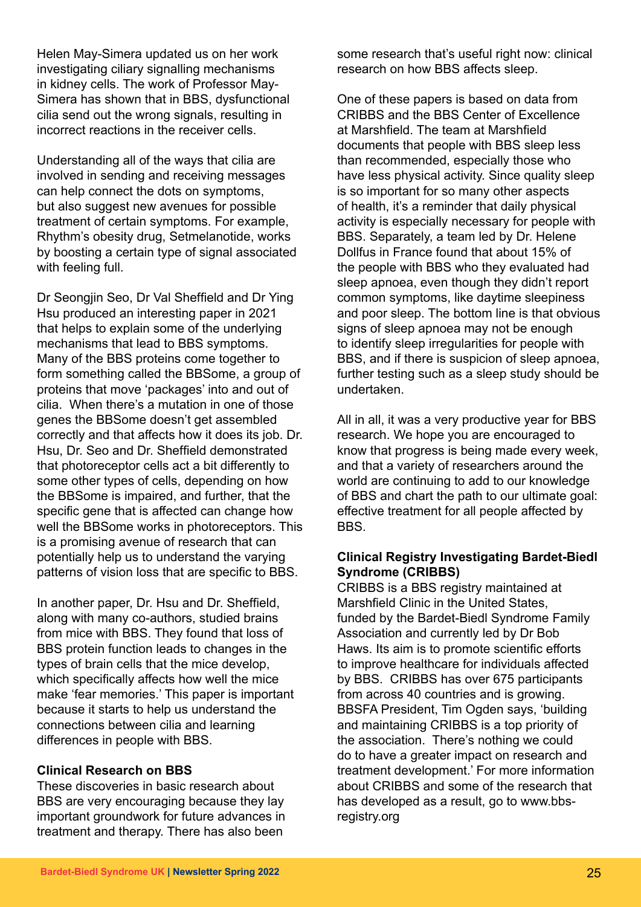Helen May-Simera updated us on her work investigating ciliary signalling mechanisms in kidney cells. The work of Professor May-Simera has shown that in BBS, dysfunctional cilia send out the wrong signals, resulting in incorrect reactions in the receiver cells.

Understanding all of the ways that cilia are involved in sending and receiving messages can help connect the dots on symptoms, but also suggest new avenues for possible treatment of certain symptoms. For example, Rhythm's obesity drug, Setmelanotide, works by boosting a certain type of signal associated with feeling full.

Dr Seongjin Seo, Dr Val Sheffield and Dr Ying Hsu produced an interesting paper in 2021 that helps to explain some of the underlying mechanisms that lead to BBS symptoms. Many of the BBS proteins come together to form something called the BBSome, a group of proteins that move 'packages' into and out of cilia. When there's a mutation in one of those genes the BBSome doesn't get assembled correctly and that affects how it does its job. Dr. Hsu, Dr. Seo and Dr. Sheffield demonstrated that photoreceptor cells act a bit differently to some other types of cells, depending on how the BBSome is impaired, and further, that the specific gene that is affected can change how well the BBSome works in photoreceptors. This is a promising avenue of research that can potentially help us to understand the varying patterns of vision loss that are specific to BBS.

In another paper, Dr. Hsu and Dr. Sheffield, along with many co-authors, studied brains from mice with BBS. They found that loss of BBS protein function leads to changes in the types of brain cells that the mice develop, which specifically affects how well the mice make 'fear memories.' This paper is important because it starts to help us understand the connections between cilia and learning differences in people with BBS.

**Clinical Research on BBS**

These discoveries in basic research about BBS are very encouraging because they lay important groundwork for future advances in treatment and therapy. There has also been some research that's useful right now: clinical research on how BBS affects sleep.

One of these papers is based on data from CRIBBS and the BBS Center of Excellence at Marshfield. The team at Marshfield documents that people with BBS sleep less than recommended, especially those who have less physical activity. Since quality sleep is so important for so many other aspects of health, it's a reminder that daily physical activity is especially necessary for people with BBS. Separately, a team led by Dr. Helene Dollfus in France found that about 15% of the people with BBS who they evaluated had sleep apnoea, even though they didn't report common symptoms, like daytime sleepiness and poor sleep. The bottom line is that obvious signs of sleep apnoea may not be enough to identify sleep irregularities for people with BBS, and if there is suspicion of sleep apnoea, further testing such as a sleep study should be undertaken.

All in all, it was a very productive year for BBS research. We hope you are encouraged to know that progress is being made every week, and that a variety of researchers around the world are continuing to add to our knowledge of BBS and chart the path to our ultimate goal: effective treatment for all people affected by BBS.

**Clinical Registry Investigating Bardet-Biedl Syndrome (CRIBBS)**

CRIBBS is a BBS registry maintained at Marshfield Clinic in the United States, funded by the Bardet-Biedl Syndrome Family Association and currently led by Dr Bob Haws. Its aim is to promote scientific efforts to improve healthcare for individuals affected by BBS. CRIBBS has over 675 participants from across 40 countries and is growing. BBSFA President, Tim Ogden says, 'building and maintaining CRIBBS is a top priority of the association. There's nothing we could do to have a greater impact on research and treatment development.' For more information about CRIBBS and some of the research that has developed as a result, go to www.bbs-registry.org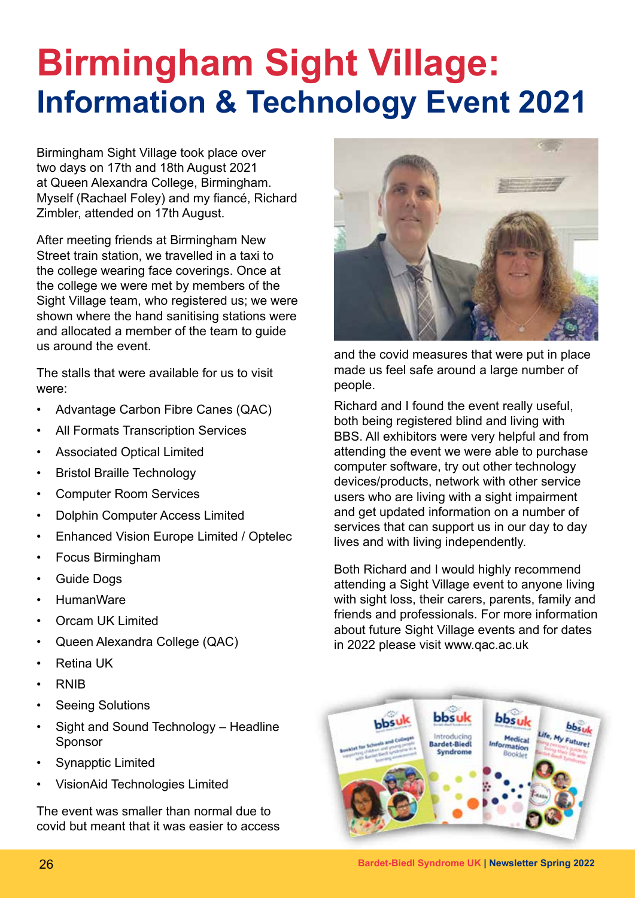# Birmingham Sight Village:
## Information & Technology Event 2021

Birmingham Sight Village took place over two days on 17th and 18th August 2021 at Queen Alexandra College, Birmingham. Myself (Rachael Foley) and my fiancé, Richard Zimbler, attended on 17th August.

After meeting friends at Birmingham New Street train station, we travelled in a taxi to the college wearing face coverings. Once at the college we were met by members of the Sight Village team, who registered us; we were shown where the hand sanitising stations were and allocated a member of the team to guide us around the event.

The stalls that were available for us to visit were:

- Advantage Carbon Fibre Canes (QAC)
- All Formats Transcription Services
- Associated Optical Limited
- Bristol Braille Technology
- Computer Room Services
- Dolphin Computer Access Limited
- Enhanced Vision Europe Limited / Optelec
- Focus Birmingham
- Guide Dogs
- HumanWare
- Orcam UK Limited
- Queen Alexandra College (QAC)
- Retina UK
- RNIB
- Seeing Solutions
- Sight and Sound Technology – Headline Sponsor
- Synapptic Limited
- VisionAid Technologies Limited

The event was smaller than normal due to covid but meant that it was easier to access and the covid measures that were put in place made us feel safe around a large number of people.

Richard and I found the event really useful, both being registered blind and living with BBS. All exhibitors were very helpful and from attending the event we were able to purchase computer software, try out other technology devices/products, network with other service users who are living with a sight impairment and get updated information on a number of services that can support us in our day to day lives and with living independently.

Both Richard and I would highly recommend attending a Sight Village event to anyone living with sight loss, their carers, parents, family and friends and professionals. For more information about future Sight Village events and for dates in 2022 please visit www.qac.ac.uk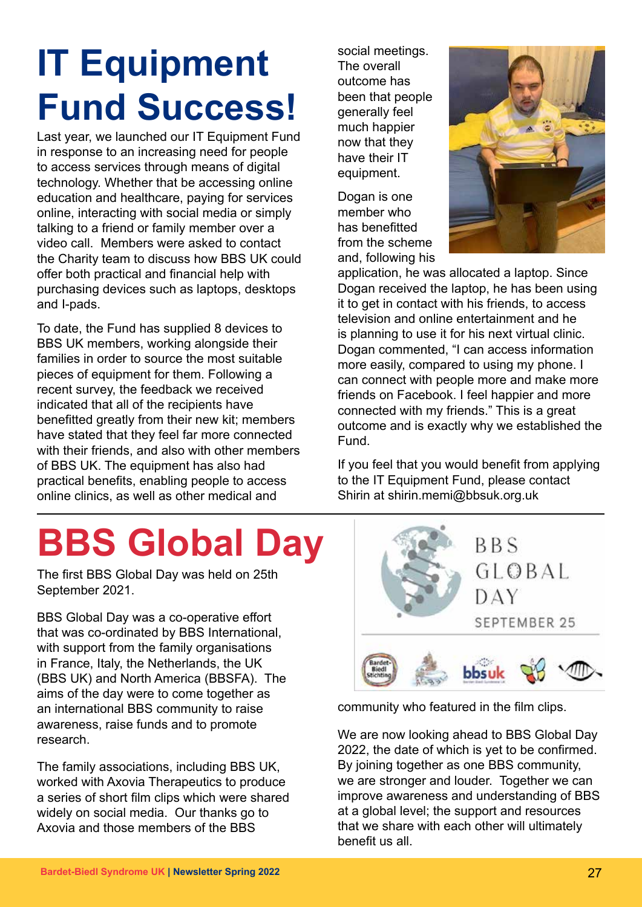# IT Equipment Fund Success!

Last year, we launched our IT Equipment Fund in response to an increasing need for people to access services through means of digital technology. Whether that be accessing online education and healthcare, paying for services online, interacting with social media or simply talking to a friend or family member over a video call. Members were asked to contact the Charity team to discuss how BBS UK could offer both practical and financial help with purchasing devices such as laptops, desktops and I-pads.

To date, the Fund has supplied 8 devices to BBS UK members, working alongside their families in order to source the most suitable pieces of equipment for them. Following a recent survey, the feedback we received indicated that all of the recipients have benefitted greatly from their new kit; members have stated that they feel far more connected with their friends, and also with other members of BBS UK. The equipment has also had practical benefits, enabling people to access online clinics, as well as other medical and social meetings. The overall outcome has been that people generally feel much happier now that they have their IT equipment.

Dogan is one member who has benefitted from the scheme and, following his application, he was allocated a laptop. Since Dogan received the laptop, he has been using it to get in contact with his friends, to access television and online entertainment and he is planning to use it for his next virtual clinic. Dogan commented, "I can access information more easily, compared to using my phone. I can connect with people more and make more friends on Facebook. I feel happier and more connected with my friends." This is a great outcome and is exactly why we established the Fund.

If you feel that you would benefit from applying to the IT Equipment Fund, please contact Shirin at shirin.memi@bbsuk.org.uk

# BBS Global Day

The first BBS Global Day was held on 25th September 2021.

BBS Global Day was a co-operative effort that was co-ordinated by BBS International, with support from the family organisations in France, Italy, the Netherlands, the UK (BBS UK) and North America (BBSFA). The aims of the day were to come together as an international BBS community to raise awareness, raise funds and to promote research.

The family associations, including BBS UK, worked with Axovia Therapeutics to produce a series of short film clips which were shared widely on social media. Our thanks go to Axovia and those members of the BBS community who featured in the film clips.

We are now looking ahead to BBS Global Day 2022, the date of which is yet to be confirmed. By joining together as one BBS community, we are stronger and louder. Together we can improve awareness and understanding of BBS at a global level; the support and resources that we share with each other will ultimately benefit us all.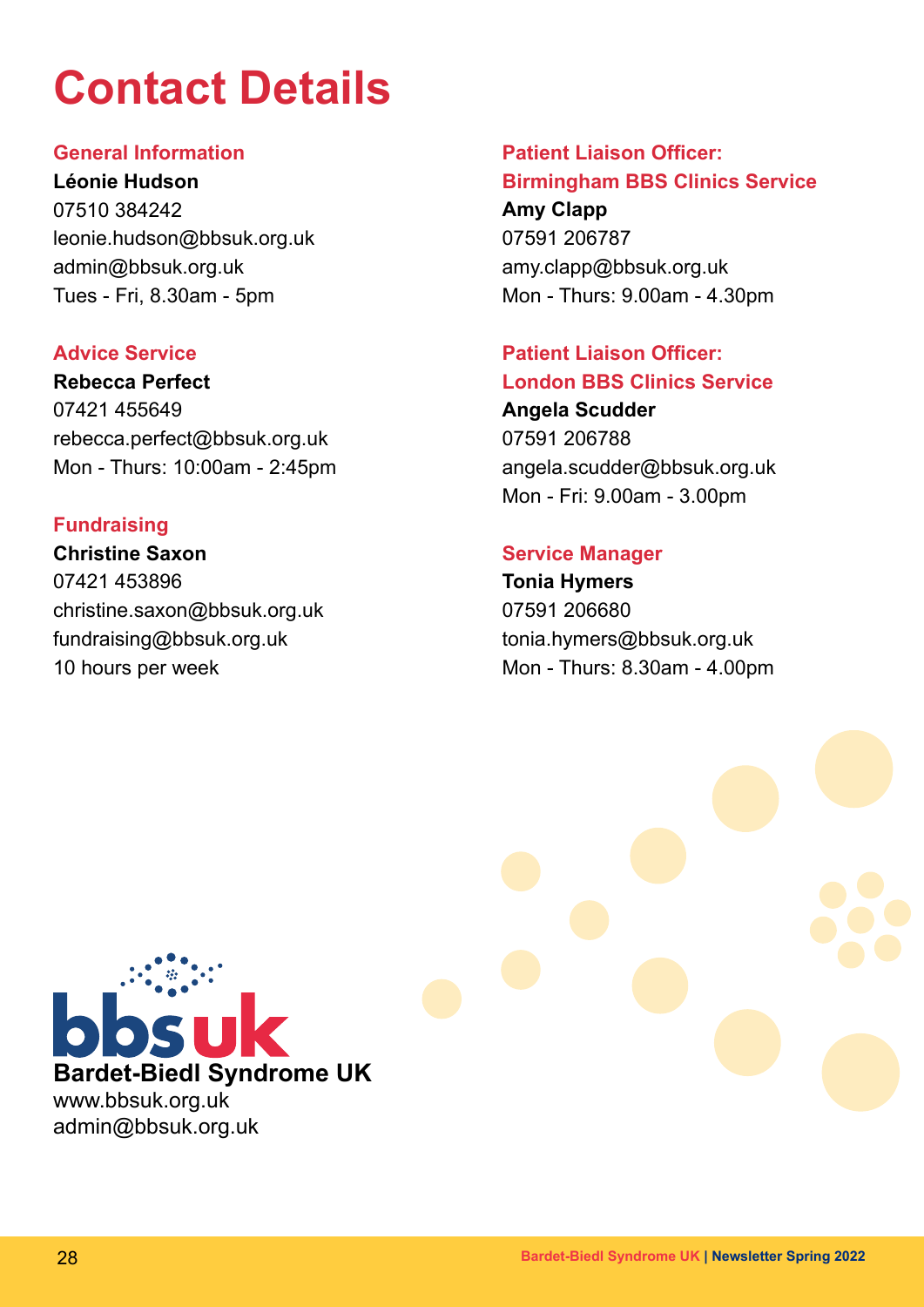# Contact Details

### General Information

**Léonie Hudson**
07510 384242
leonie.hudson@bbsuk.org.uk
admin@bbsuk.org.uk
Tues - Fri, 8.30am - 5pm

### Advice Service

**Rebecca Perfect**
07421 455649
rebecca.perfect@bbsuk.org.uk
Mon - Thurs: 10:00am - 2:45pm

### Fundraising

**Christine Saxon**
07421 453896
christine.saxon@bbsuk.org.uk
fundraising@bbsuk.org.uk
10 hours per week

### Patient Liaison Officer: Birmingham BBS Clinics Service

**Amy Clapp**
07591 206787
amy.clapp@bbsuk.org.uk
Mon - Thurs: 9.00am - 4.30pm

### Patient Liaison Officer: London BBS Clinics Service

**Angela Scudder**
07591 206788
angela.scudder@bbsuk.org.uk
Mon - Fri: 9.00am - 3.00pm

### Service Manager

**Tonia Hymers**
07591 206680
tonia.hymers@bbsuk.org.uk
Mon - Thurs: 8.30am - 4.00pm

bbsuk

**Bardet-Biedl Syndrome UK**
www.bbsuk.org.uk
admin@bbsuk.org.uk